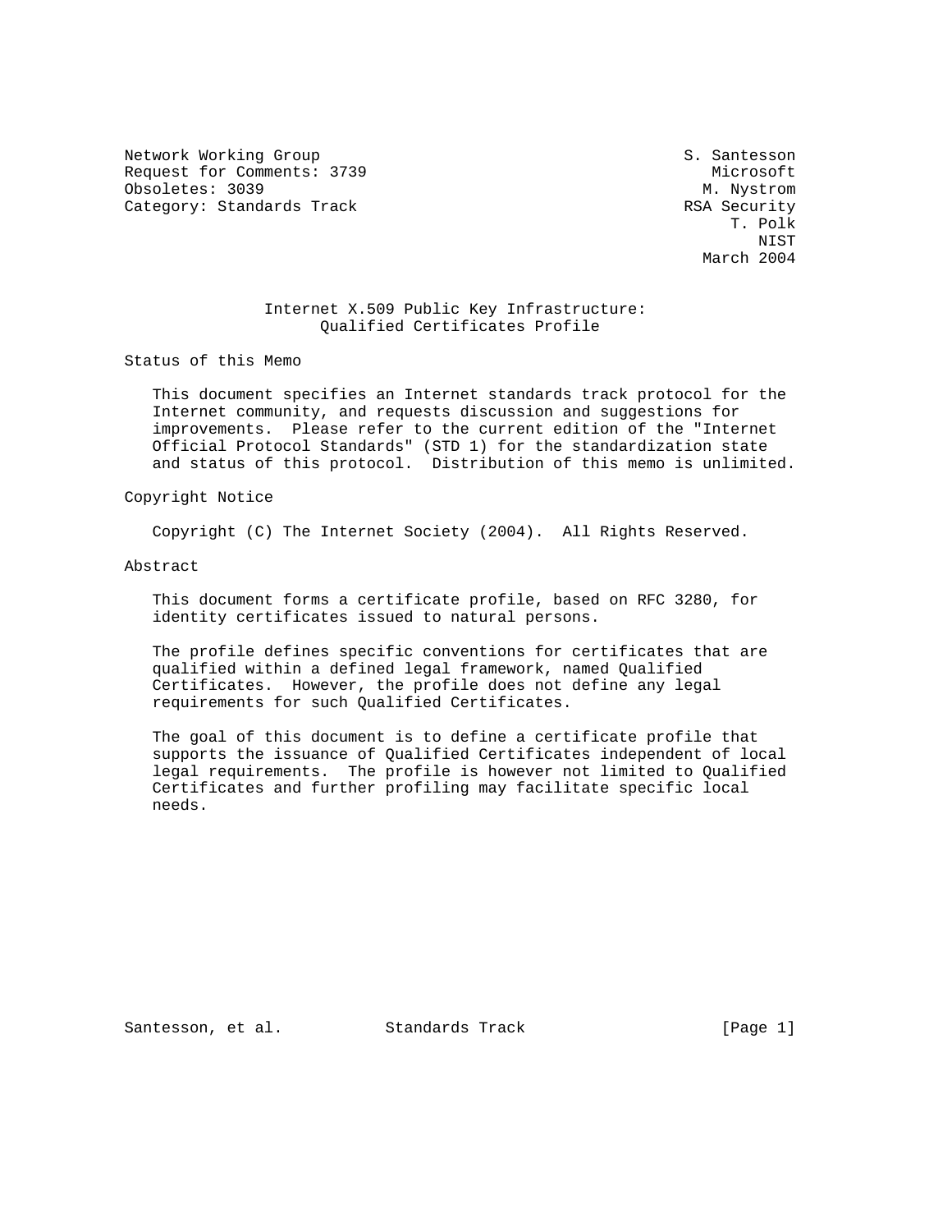Network Working Group S. Santesson
Request for Comments: 3739 Microsoft
Obsoletes: 3039 M. Nystrom
Category: Standards Track RSA Security
T. Polk
NIST
March 2004

# Internet X.509 Public Key Infrastructure: Qualified Certificates Profile

## Status of this Memo

This document specifies an Internet standards track protocol for the Internet community, and requests discussion and suggestions for improvements. Please refer to the current edition of the "Internet Official Protocol Standards" (STD 1) for the standardization state and status of this protocol. Distribution of this memo is unlimited.

## Copyright Notice

Copyright (C) The Internet Society (2004). All Rights Reserved.

## Abstract

This document forms a certificate profile, based on RFC 3280, for identity certificates issued to natural persons.

The profile defines specific conventions for certificates that are qualified within a defined legal framework, named Qualified Certificates. However, the profile does not define any legal requirements for such Qualified Certificates.

The goal of this document is to define a certificate profile that supports the issuance of Qualified Certificates independent of local legal requirements. The profile is however not limited to Qualified Certificates and further profiling may facilitate specific local needs.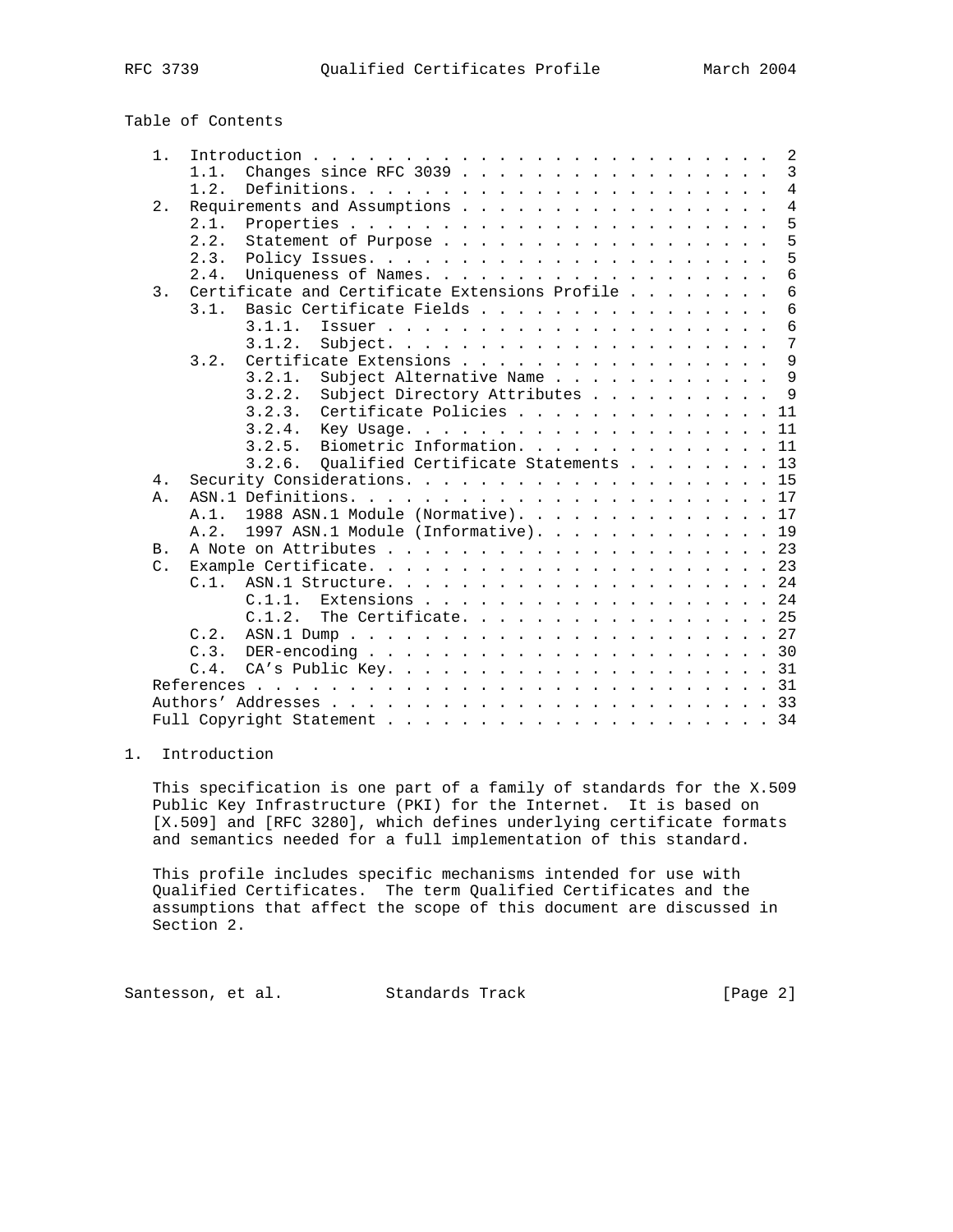Table of Contents

```
   1.  Introduction . . . . . . . . . . . . . . . . . . . . . . . . . .  2
       1.1.  Changes since RFC 3039 . . . . . . . . . . . . . . . . . .  3
       1.2.  Definitions. . . . . . . . . . . . . . . . . . . . . . . .  4
   2.  Requirements and Assumptions . . . . . . . . . . . . . . . . . .  4
       2.1.  Properties . . . . . . . . . . . . . . . . . . . . . . . .  5
       2.2.  Statement of Purpose . . . . . . . . . . . . . . . . . . .  5
       2.3.  Policy Issues. . . . . . . . . . . . . . . . . . . . . . .  5
       2.4.  Uniqueness of Names. . . . . . . . . . . . . . . . . . . .  6
   3.  Certificate and Certificate Extensions Profile . . . . . . . . .  6
       3.1.  Basic Certificate Fields . . . . . . . . . . . . . . . . .  6
             3.1.1.  Issuer . . . . . . . . . . . . . . . . . . . . . .  6
             3.1.2.  Subject. . . . . . . . . . . . . . . . . . . . . .  7
       3.2.  Certificate Extensions . . . . . . . . . . . . . . . . . .  9
             3.2.1.  Subject Alternative Name . . . . . . . . . . . . .  9
             3.2.2.  Subject Directory Attributes . . . . . . . . . . .  9
             3.2.3.  Certificate Policies . . . . . . . . . . . . . . . 11
             3.2.4.  Key Usage. . . . . . . . . . . . . . . . . . . . . 11
             3.2.5.  Biometric Information. . . . . . . . . . . . . . . 11
             3.2.6.  Qualified Certificate Statements . . . . . . . . . 13
   4.  Security Considerations. . . . . . . . . . . . . . . . . . . . . 15
   A.  ASN.1 Definitions. . . . . . . . . . . . . . . . . . . . . . . . 17
       A.1.  1988 ASN.1 Module (Normative). . . . . . . . . . . . . . . 17
       A.2.  1997 ASN.1 Module (Informative). . . . . . . . . . . . . . 19
   B.  A Note on Attributes . . . . . . . . . . . . . . . . . . . . . . 23
   C.  Example Certificate. . . . . . . . . . . . . . . . . . . . . . . 23
       C.1.  ASN.1 Structure. . . . . . . . . . . . . . . . . . . . . . 24
             C.1.1.  Extensions . . . . . . . . . . . . . . . . . . . . 24
             C.1.2.  The Certificate. . . . . . . . . . . . . . . . . . 25
       C.2.  ASN.1 Dump . . . . . . . . . . . . . . . . . . . . . . . . 27
       C.3.  DER-encoding . . . . . . . . . . . . . . . . . . . . . . . 30
       C.4.  CA's Public Key. . . . . . . . . . . . . . . . . . . . . . 31
   References . . . . . . . . . . . . . . . . . . . . . . . . . . . . . 31
   Authors' Addresses . . . . . . . . . . . . . . . . . . . . . . . . . 33
   Full Copyright Statement . . . . . . . . . . . . . . . . . . . . . . 34
```

## 1. Introduction

This specification is one part of a family of standards for the X.509 Public Key Infrastructure (PKI) for the Internet. It is based on [X.509] and [RFC 3280], which defines underlying certificate formats and semantics needed for a full implementation of this standard.

This profile includes specific mechanisms intended for use with Qualified Certificates. The term Qualified Certificates and the assumptions that affect the scope of this document are discussed in Section 2.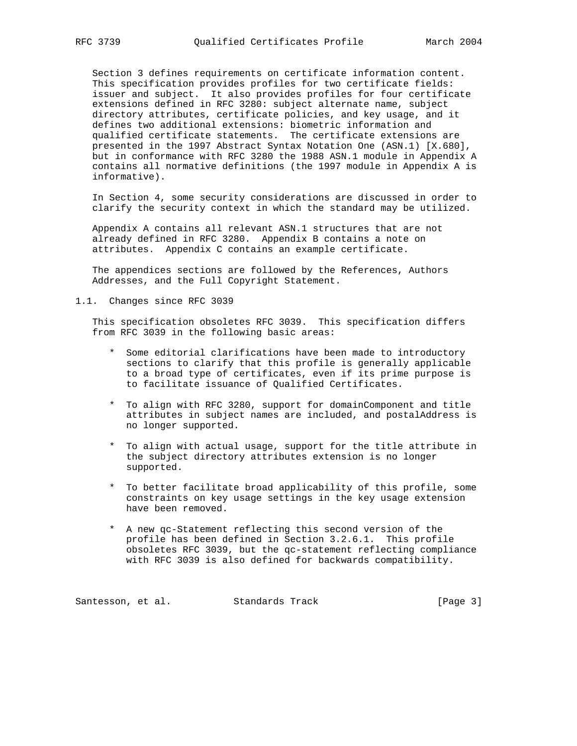Section 3 defines requirements on certificate information content. This specification provides profiles for two certificate fields: issuer and subject. It also provides profiles for four certificate extensions defined in RFC 3280: subject alternate name, subject directory attributes, certificate policies, and key usage, and it defines two additional extensions: biometric information and qualified certificate statements. The certificate extensions are presented in the 1997 Abstract Syntax Notation One (ASN.1) [X.680], but in conformance with RFC 3280 the 1988 ASN.1 module in Appendix A contains all normative definitions (the 1997 module in Appendix A is informative).

In Section 4, some security considerations are discussed in order to clarify the security context in which the standard may be utilized.

Appendix A contains all relevant ASN.1 structures that are not already defined in RFC 3280. Appendix B contains a note on attributes. Appendix C contains an example certificate.

The appendices sections are followed by the References, Authors Addresses, and the Full Copyright Statement.

## 1.1. Changes since RFC 3039

This specification obsoletes RFC 3039. This specification differs from RFC 3039 in the following basic areas:

* Some editorial clarifications have been made to introductory sections to clarify that this profile is generally applicable to a broad type of certificates, even if its prime purpose is to facilitate issuance of Qualified Certificates.

* To align with RFC 3280, support for domainComponent and title attributes in subject names are included, and postalAddress is no longer supported.

* To align with actual usage, support for the title attribute in the subject directory attributes extension is no longer supported.

* To better facilitate broad applicability of this profile, some constraints on key usage settings in the key usage extension have been removed.

* A new qc-Statement reflecting this second version of the profile has been defined in Section 3.2.6.1. This profile obsoletes RFC 3039, but the qc-statement reflecting compliance with RFC 3039 is also defined for backwards compatibility.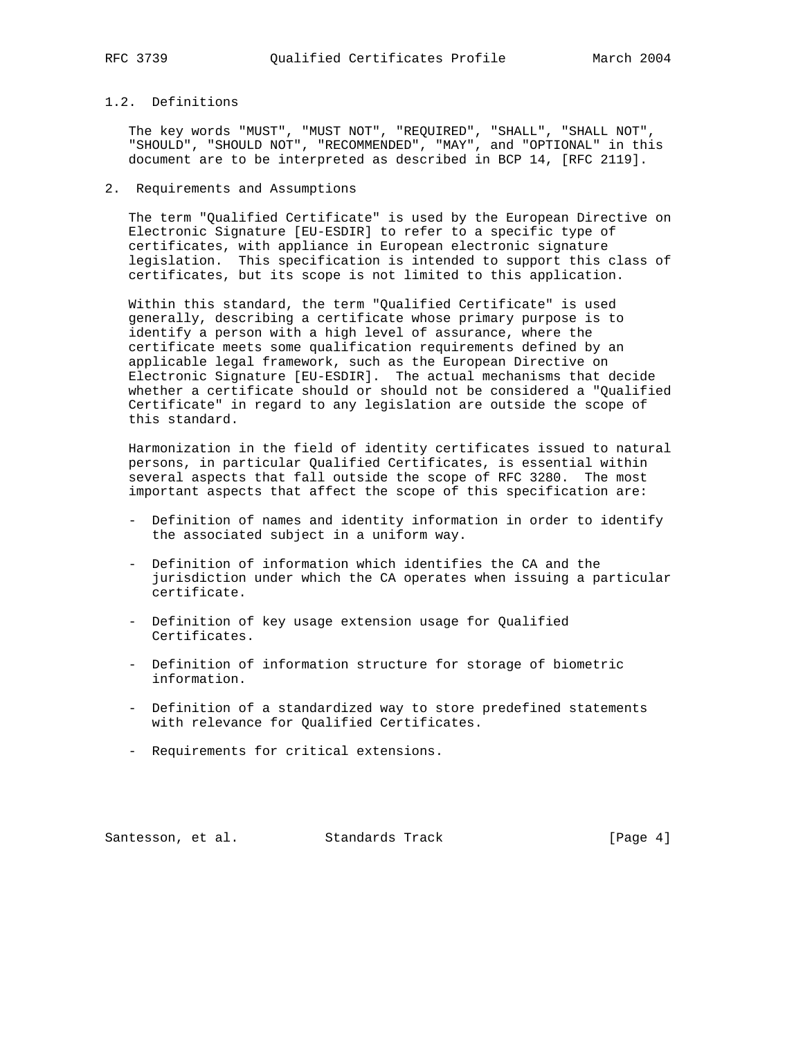### 1.2. Definitions

The key words "MUST", "MUST NOT", "REQUIRED", "SHALL", "SHALL NOT", "SHOULD", "SHOULD NOT", "RECOMMENDED", "MAY", and "OPTIONAL" in this document are to be interpreted as described in BCP 14, [RFC 2119].

## 2. Requirements and Assumptions

The term "Qualified Certificate" is used by the European Directive on Electronic Signature [EU-ESDIR] to refer to a specific type of certificates, with appliance in European electronic signature legislation. This specification is intended to support this class of certificates, but its scope is not limited to this application.

Within this standard, the term "Qualified Certificate" is used generally, describing a certificate whose primary purpose is to identify a person with a high level of assurance, where the certificate meets some qualification requirements defined by an applicable legal framework, such as the European Directive on Electronic Signature [EU-ESDIR]. The actual mechanisms that decide whether a certificate should or should not be considered a "Qualified Certificate" in regard to any legislation are outside the scope of this standard.

Harmonization in the field of identity certificates issued to natural persons, in particular Qualified Certificates, is essential within several aspects that fall outside the scope of RFC 3280. The most important aspects that affect the scope of this specification are:

- Definition of names and identity information in order to identify the associated subject in a uniform way.
- Definition of information which identifies the CA and the jurisdiction under which the CA operates when issuing a particular certificate.
- Definition of key usage extension usage for Qualified Certificates.
- Definition of information structure for storage of biometric information.
- Definition of a standardized way to store predefined statements with relevance for Qualified Certificates.
- Requirements for critical extensions.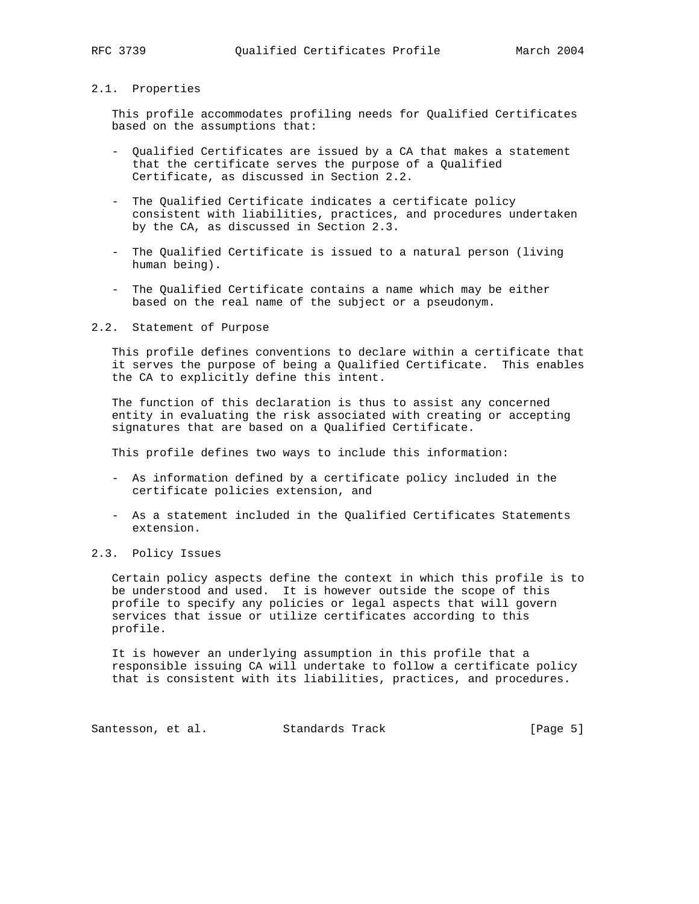### 2.1. Properties

This profile accommodates profiling needs for Qualified Certificates based on the assumptions that:

- Qualified Certificates are issued by a CA that makes a statement that the certificate serves the purpose of a Qualified Certificate, as discussed in Section 2.2.
- The Qualified Certificate indicates a certificate policy consistent with liabilities, practices, and procedures undertaken by the CA, as discussed in Section 2.3.
- The Qualified Certificate is issued to a natural person (living human being).
- The Qualified Certificate contains a name which may be either based on the real name of the subject or a pseudonym.

### 2.2. Statement of Purpose

This profile defines conventions to declare within a certificate that it serves the purpose of being a Qualified Certificate. This enables the CA to explicitly define this intent.

The function of this declaration is thus to assist any concerned entity in evaluating the risk associated with creating or accepting signatures that are based on a Qualified Certificate.

This profile defines two ways to include this information:

- As information defined by a certificate policy included in the certificate policies extension, and
- As a statement included in the Qualified Certificates Statements extension.

### 2.3. Policy Issues

Certain policy aspects define the context in which this profile is to be understood and used. It is however outside the scope of this profile to specify any policies or legal aspects that will govern services that issue or utilize certificates according to this profile.

It is however an underlying assumption in this profile that a responsible issuing CA will undertake to follow a certificate policy that is consistent with its liabilities, practices, and procedures.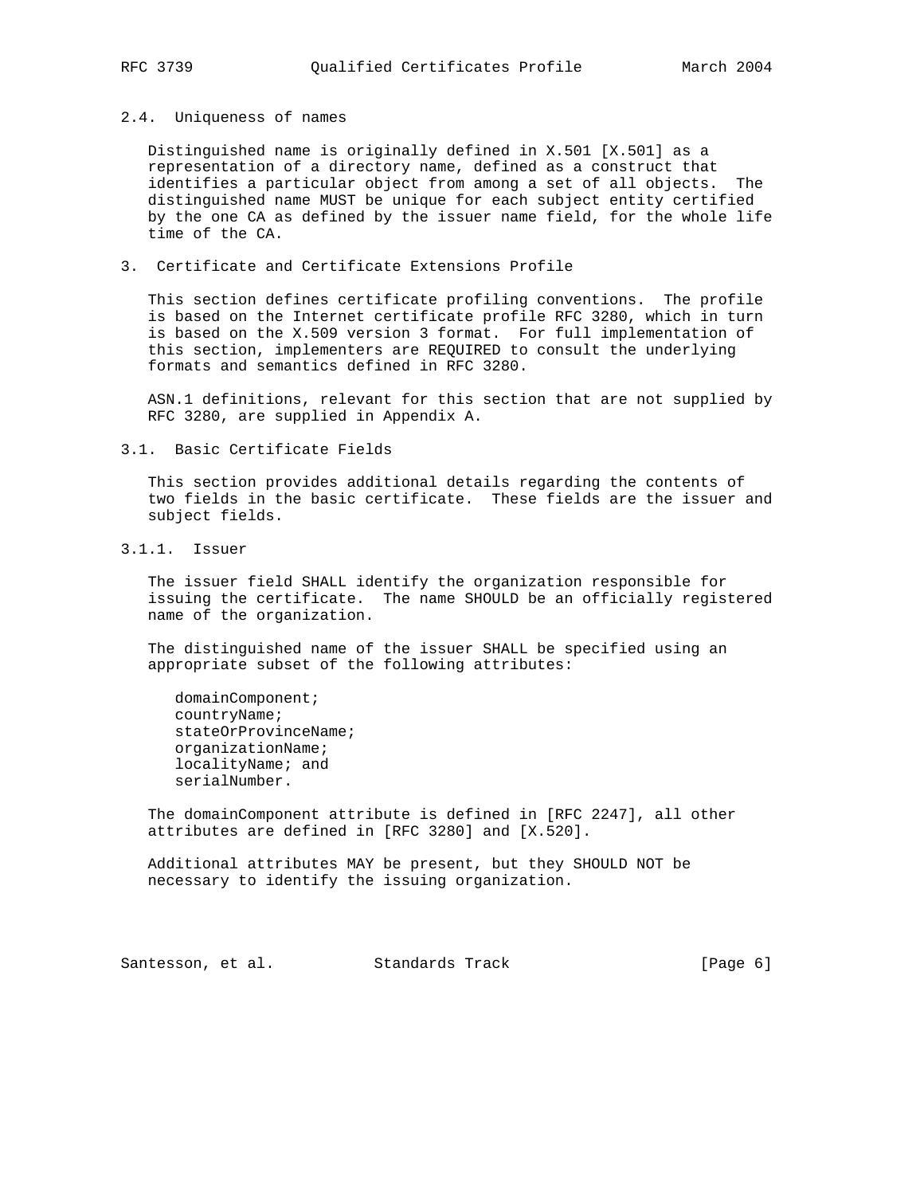### 2.4. Uniqueness of names

Distinguished name is originally defined in X.501 [X.501] as a representation of a directory name, defined as a construct that identifies a particular object from among a set of all objects. The distinguished name MUST be unique for each subject entity certified by the one CA as defined by the issuer name field, for the whole life time of the CA.

## 3. Certificate and Certificate Extensions Profile

This section defines certificate profiling conventions. The profile is based on the Internet certificate profile RFC 3280, which in turn is based on the X.509 version 3 format. For full implementation of this section, implementers are REQUIRED to consult the underlying formats and semantics defined in RFC 3280.

ASN.1 definitions, relevant for this section that are not supplied by RFC 3280, are supplied in Appendix A.

### 3.1. Basic Certificate Fields

This section provides additional details regarding the contents of two fields in the basic certificate. These fields are the issuer and subject fields.

#### 3.1.1. Issuer

The issuer field SHALL identify the organization responsible for issuing the certificate. The name SHOULD be an officially registered name of the organization.

The distinguished name of the issuer SHALL be specified using an appropriate subset of the following attributes:

```
domainComponent;
countryName;
stateOrProvinceName;
organizationName;
localityName; and
serialNumber.
```

The domainComponent attribute is defined in [RFC 2247], all other attributes are defined in [RFC 3280] and [X.520].

Additional attributes MAY be present, but they SHOULD NOT be necessary to identify the issuing organization.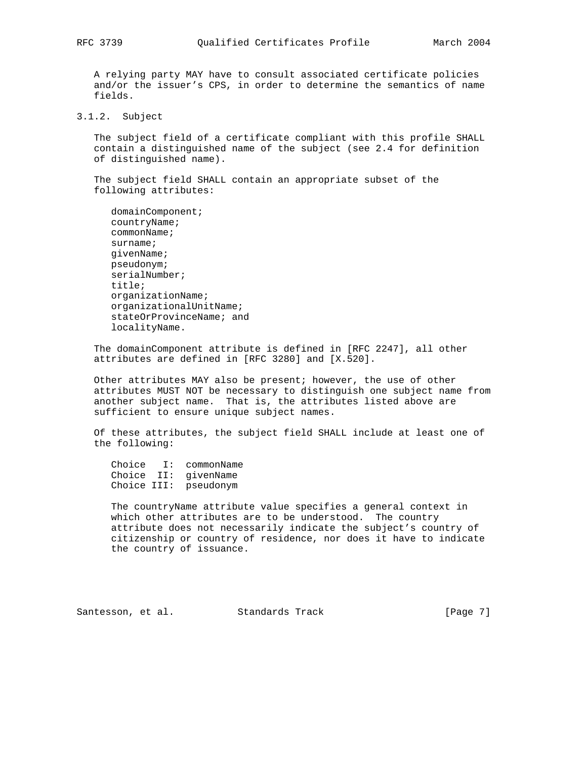A relying party MAY have to consult associated certificate policies and/or the issuer's CPS, in order to determine the semantics of name fields.

### 3.1.2. Subject

The subject field of a certificate compliant with this profile SHALL contain a distinguished name of the subject (see 2.4 for definition of distinguished name).

The subject field SHALL contain an appropriate subset of the following attributes:

```
domainComponent;
countryName;
commonName;
surname;
givenName;
pseudonym;
serialNumber;
title;
organizationName;
organizationalUnitName;
stateOrProvinceName; and
localityName.
```

The domainComponent attribute is defined in [RFC 2247], all other attributes are defined in [RFC 3280] and [X.520].

Other attributes MAY also be present; however, the use of other attributes MUST NOT be necessary to distinguish one subject name from another subject name. That is, the attributes listed above are sufficient to ensure unique subject names.

Of these attributes, the subject field SHALL include at least one of the following:

```
Choice   I:  commonName
Choice  II:  givenName
Choice III:  pseudonym
```

The countryName attribute value specifies a general context in which other attributes are to be understood. The country attribute does not necessarily indicate the subject's country of citizenship or country of residence, nor does it have to indicate the country of issuance.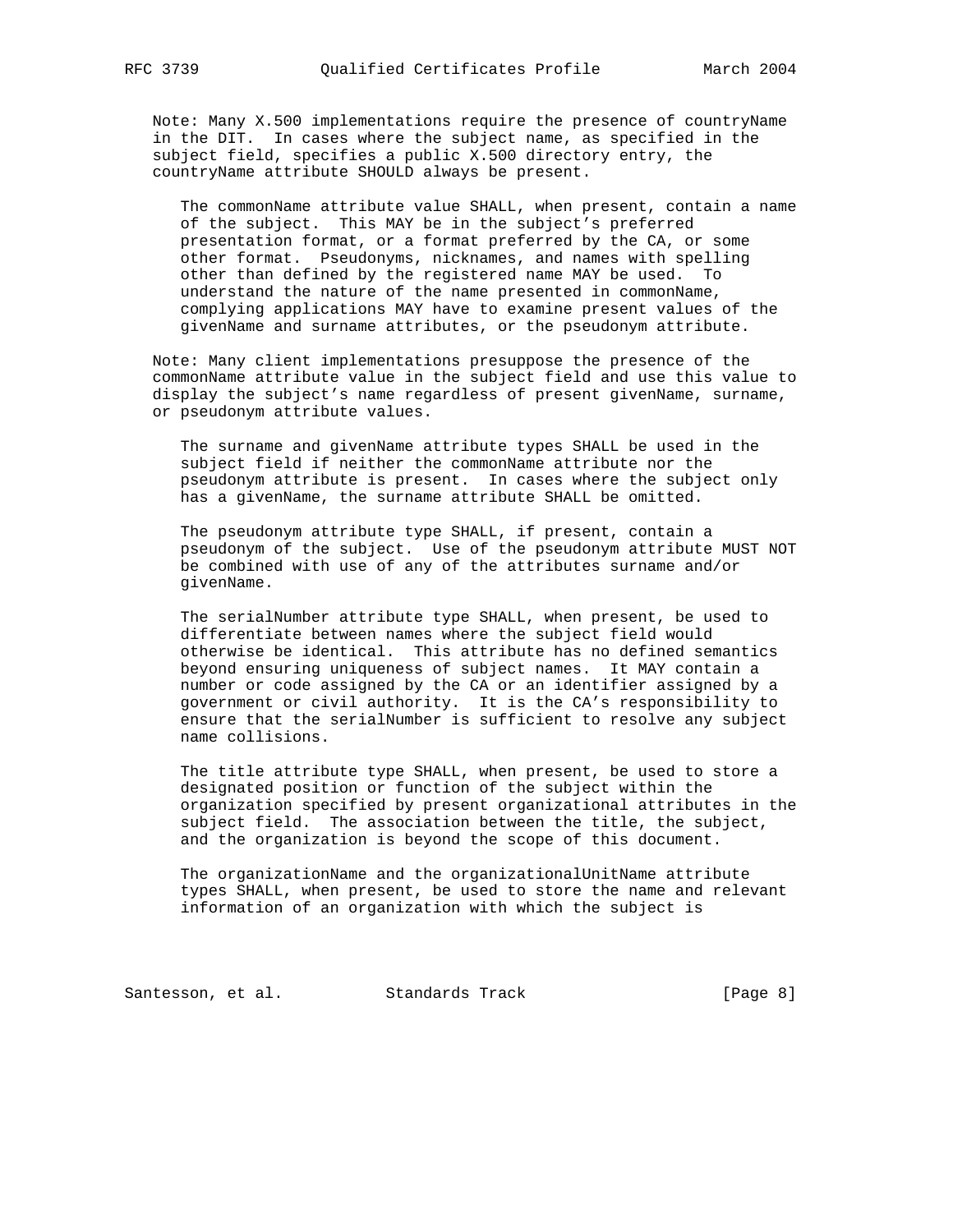Note: Many X.500 implementations require the presence of countryName in the DIT. In cases where the subject name, as specified in the subject field, specifies a public X.500 directory entry, the countryName attribute SHOULD always be present.

The commonName attribute value SHALL, when present, contain a name of the subject. This MAY be in the subject's preferred presentation format, or a format preferred by the CA, or some other format. Pseudonyms, nicknames, and names with spelling other than defined by the registered name MAY be used. To understand the nature of the name presented in commonName, complying applications MAY have to examine present values of the givenName and surname attributes, or the pseudonym attribute.

Note: Many client implementations presuppose the presence of the commonName attribute value in the subject field and use this value to display the subject's name regardless of present givenName, surname, or pseudonym attribute values.

The surname and givenName attribute types SHALL be used in the subject field if neither the commonName attribute nor the pseudonym attribute is present. In cases where the subject only has a givenName, the surname attribute SHALL be omitted.

The pseudonym attribute type SHALL, if present, contain a pseudonym of the subject. Use of the pseudonym attribute MUST NOT be combined with use of any of the attributes surname and/or givenName.

The serialNumber attribute type SHALL, when present, be used to differentiate between names where the subject field would otherwise be identical. This attribute has no defined semantics beyond ensuring uniqueness of subject names. It MAY contain a number or code assigned by the CA or an identifier assigned by a government or civil authority. It is the CA's responsibility to ensure that the serialNumber is sufficient to resolve any subject name collisions.

The title attribute type SHALL, when present, be used to store a designated position or function of the subject within the organization specified by present organizational attributes in the subject field. The association between the title, the subject, and the organization is beyond the scope of this document.

The organizationName and the organizationalUnitName attribute types SHALL, when present, be used to store the name and relevant information of an organization with which the subject is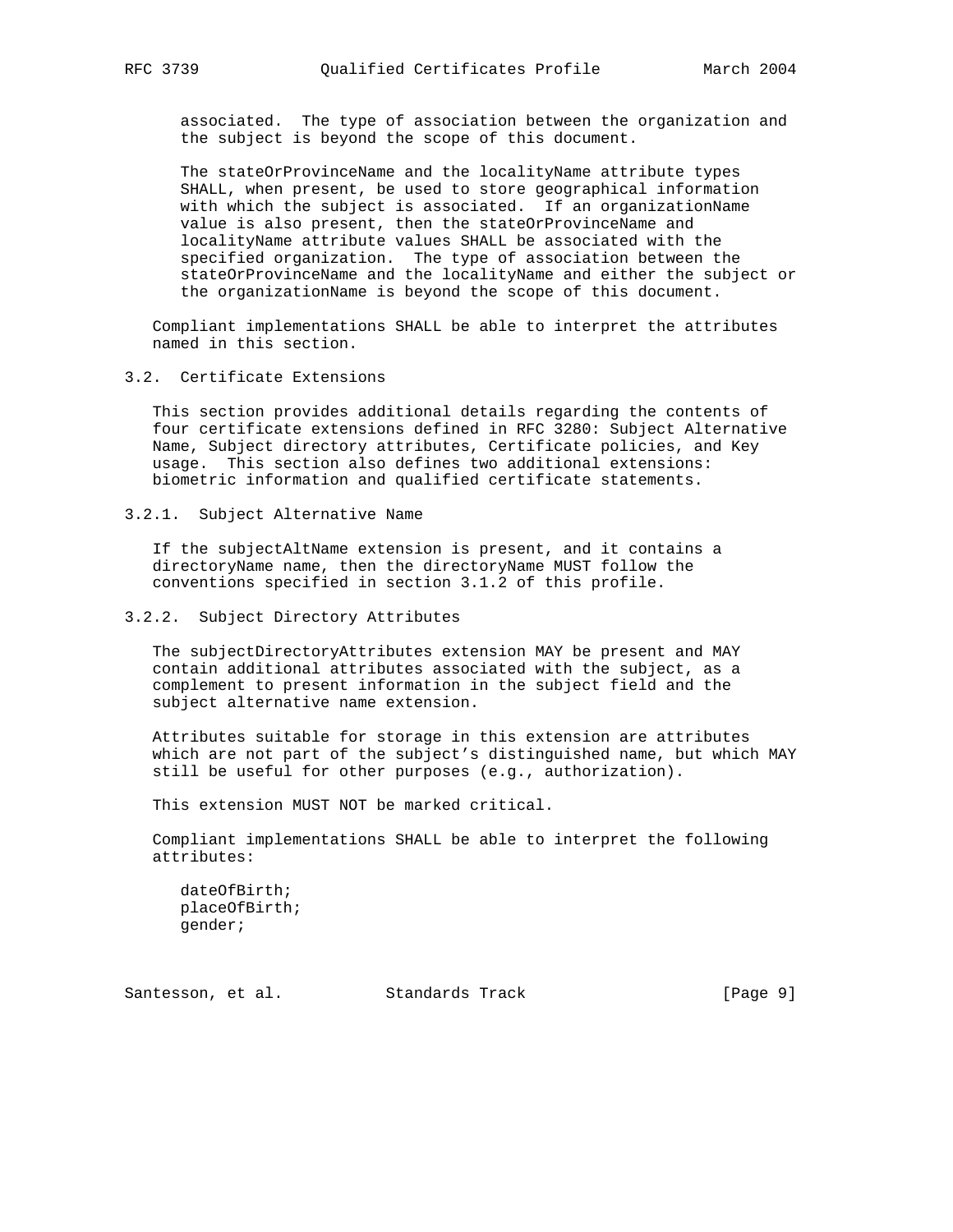associated. The type of association between the organization and the subject is beyond the scope of this document.

The stateOrProvinceName and the localityName attribute types SHALL, when present, be used to store geographical information with which the subject is associated. If an organizationName value is also present, then the stateOrProvinceName and localityName attribute values SHALL be associated with the specified organization. The type of association between the stateOrProvinceName and the localityName and either the subject or the organizationName is beyond the scope of this document.

Compliant implementations SHALL be able to interpret the attributes named in this section.

### 3.2. Certificate Extensions

This section provides additional details regarding the contents of four certificate extensions defined in RFC 3280: Subject Alternative Name, Subject directory attributes, Certificate policies, and Key usage. This section also defines two additional extensions: biometric information and qualified certificate statements.

#### 3.2.1. Subject Alternative Name

If the subjectAltName extension is present, and it contains a directoryName name, then the directoryName MUST follow the conventions specified in section 3.1.2 of this profile.

#### 3.2.2. Subject Directory Attributes

The subjectDirectoryAttributes extension MAY be present and MAY contain additional attributes associated with the subject, as a complement to present information in the subject field and the subject alternative name extension.

Attributes suitable for storage in this extension are attributes which are not part of the subject's distinguished name, but which MAY still be useful for other purposes (e.g., authorization).

This extension MUST NOT be marked critical.

Compliant implementations SHALL be able to interpret the following attributes:

dateOfBirth;
placeOfBirth;
gender;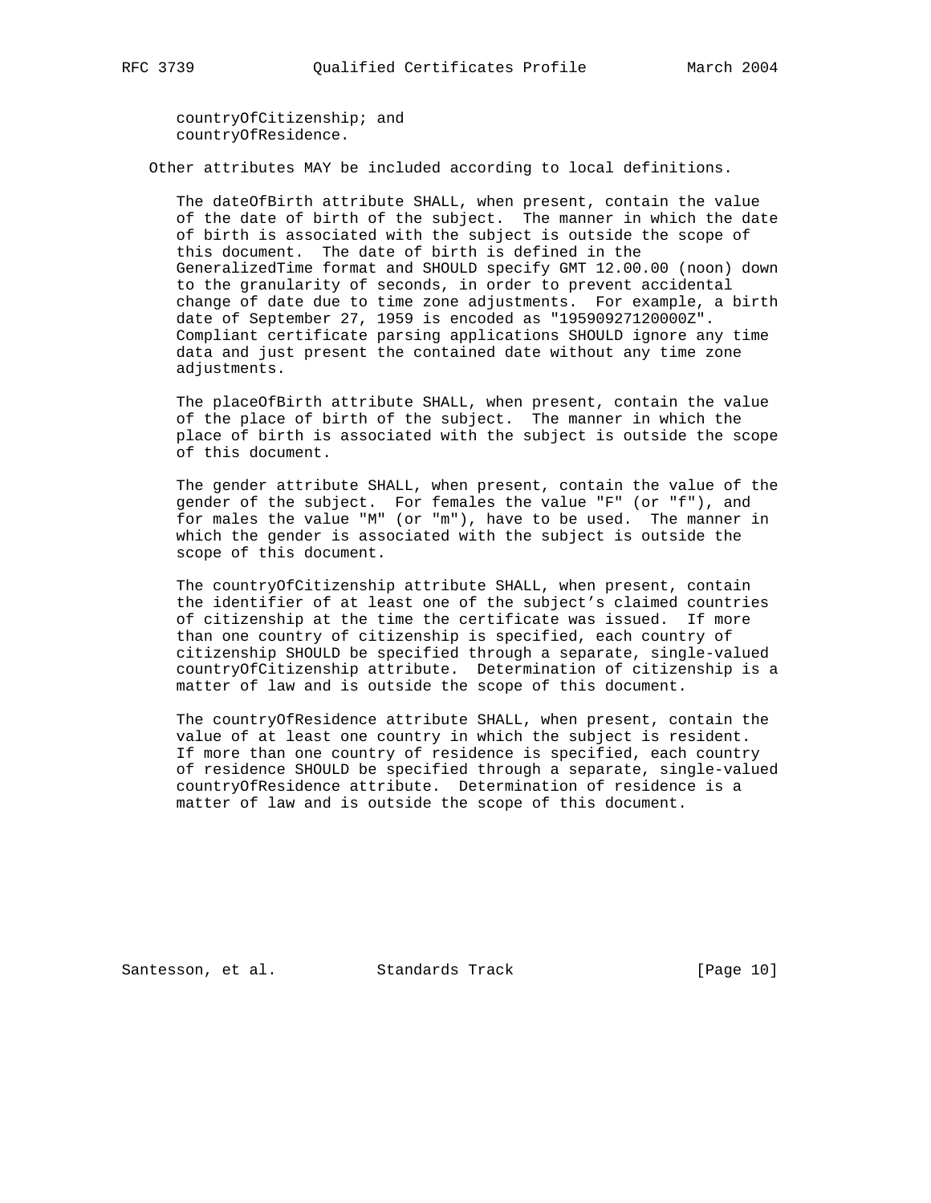countryOfCitizenship; and
countryOfResidence.

Other attributes MAY be included according to local definitions.

The dateOfBirth attribute SHALL, when present, contain the value of the date of birth of the subject. The manner in which the date of birth is associated with the subject is outside the scope of this document. The date of birth is defined in the GeneralizedTime format and SHOULD specify GMT 12.00.00 (noon) down to the granularity of seconds, in order to prevent accidental change of date due to time zone adjustments. For example, a birth date of September 27, 1959 is encoded as "19590927120000Z". Compliant certificate parsing applications SHOULD ignore any time data and just present the contained date without any time zone adjustments.

The placeOfBirth attribute SHALL, when present, contain the value of the place of birth of the subject. The manner in which the place of birth is associated with the subject is outside the scope of this document.

The gender attribute SHALL, when present, contain the value of the gender of the subject. For females the value "F" (or "f"), and for males the value "M" (or "m"), have to be used. The manner in which the gender is associated with the subject is outside the scope of this document.

The countryOfCitizenship attribute SHALL, when present, contain the identifier of at least one of the subject's claimed countries of citizenship at the time the certificate was issued. If more than one country of citizenship is specified, each country of citizenship SHOULD be specified through a separate, single-valued countryOfCitizenship attribute. Determination of citizenship is a matter of law and is outside the scope of this document.

The countryOfResidence attribute SHALL, when present, contain the value of at least one country in which the subject is resident. If more than one country of residence is specified, each country of residence SHOULD be specified through a separate, single-valued countryOfResidence attribute. Determination of residence is a matter of law and is outside the scope of this document.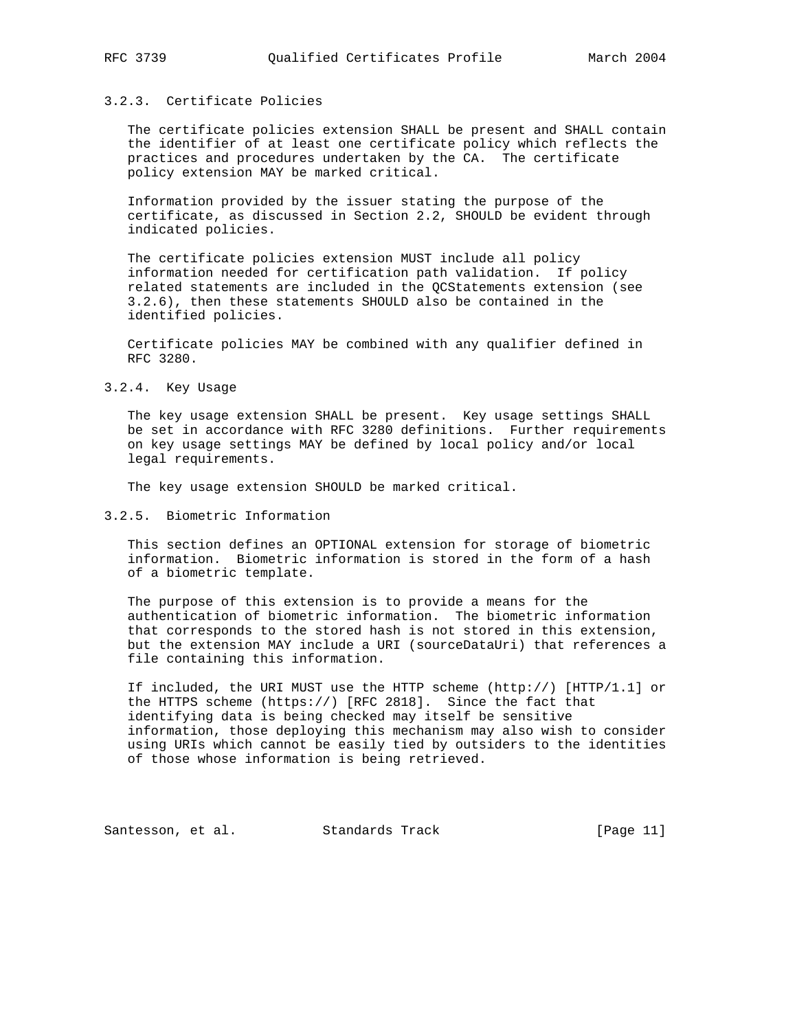### 3.2.3. Certificate Policies

The certificate policies extension SHALL be present and SHALL contain the identifier of at least one certificate policy which reflects the practices and procedures undertaken by the CA. The certificate policy extension MAY be marked critical.

Information provided by the issuer stating the purpose of the certificate, as discussed in Section 2.2, SHOULD be evident through indicated policies.

The certificate policies extension MUST include all policy information needed for certification path validation. If policy related statements are included in the QCStatements extension (see 3.2.6), then these statements SHOULD also be contained in the identified policies.

Certificate policies MAY be combined with any qualifier defined in RFC 3280.

### 3.2.4. Key Usage

The key usage extension SHALL be present. Key usage settings SHALL be set in accordance with RFC 3280 definitions. Further requirements on key usage settings MAY be defined by local policy and/or local legal requirements.

The key usage extension SHOULD be marked critical.

### 3.2.5. Biometric Information

This section defines an OPTIONAL extension for storage of biometric information. Biometric information is stored in the form of a hash of a biometric template.

The purpose of this extension is to provide a means for the authentication of biometric information. The biometric information that corresponds to the stored hash is not stored in this extension, but the extension MAY include a URI (sourceDataUri) that references a file containing this information.

If included, the URI MUST use the HTTP scheme (http://) [HTTP/1.1] or the HTTPS scheme (https://) [RFC 2818]. Since the fact that identifying data is being checked may itself be sensitive information, those deploying this mechanism may also wish to consider using URIs which cannot be easily tied by outsiders to the identities of those whose information is being retrieved.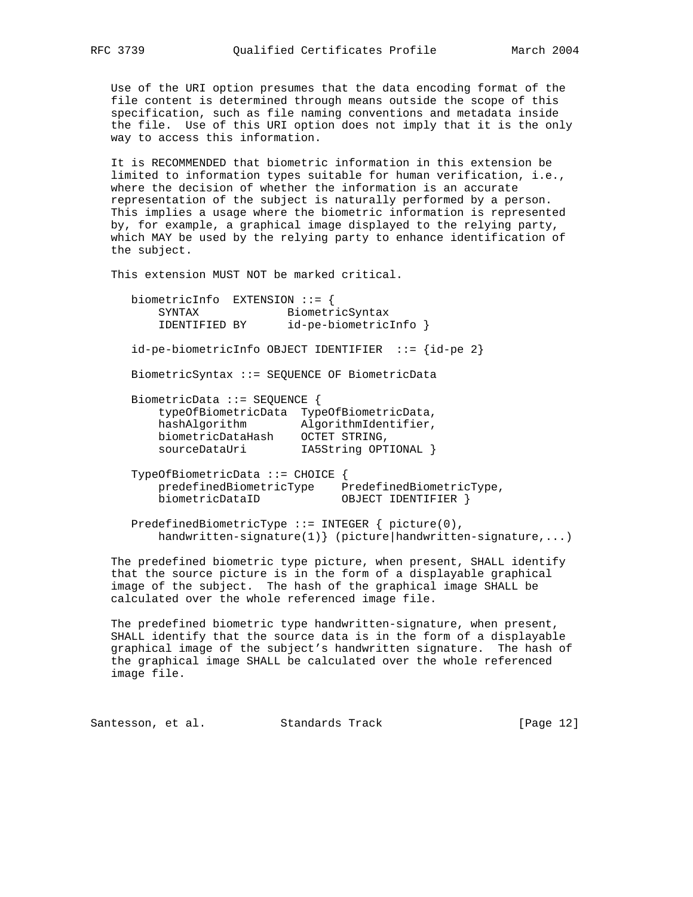Use of the URI option presumes that the data encoding format of the file content is determined through means outside the scope of this specification, such as file naming conventions and metadata inside the file. Use of this URI option does not imply that it is the only way to access this information.

It is RECOMMENDED that biometric information in this extension be limited to information types suitable for human verification, i.e., where the decision of whether the information is an accurate representation of the subject is naturally performed by a person. This implies a usage where the biometric information is represented by, for example, a graphical image displayed to the relying party, which MAY be used by the relying party to enhance identification of the subject.

This extension MUST NOT be marked critical.

```
biometricInfo  EXTENSION ::= {
    SYNTAX             BiometricSyntax
    IDENTIFIED BY      id-pe-biometricInfo }

id-pe-biometricInfo OBJECT IDENTIFIER  ::= {id-pe 2}

BiometricSyntax ::= SEQUENCE OF BiometricData

BiometricData ::= SEQUENCE {
    typeOfBiometricData  TypeOfBiometricData,
    hashAlgorithm        AlgorithmIdentifier,
    biometricDataHash    OCTET STRING,
    sourceDataUri        IA5String OPTIONAL }

TypeOfBiometricData ::= CHOICE {
    predefinedBiometricType    PredefinedBiometricType,
    biometricDataID            OBJECT IDENTIFIER }

PredefinedBiometricType ::= INTEGER { picture(0),
    handwritten-signature(1)} (picture|handwritten-signature,...)
```

The predefined biometric type picture, when present, SHALL identify that the source picture is in the form of a displayable graphical image of the subject. The hash of the graphical image SHALL be calculated over the whole referenced image file.

The predefined biometric type handwritten-signature, when present, SHALL identify that the source data is in the form of a displayable graphical image of the subject's handwritten signature. The hash of the graphical image SHALL be calculated over the whole referenced image file.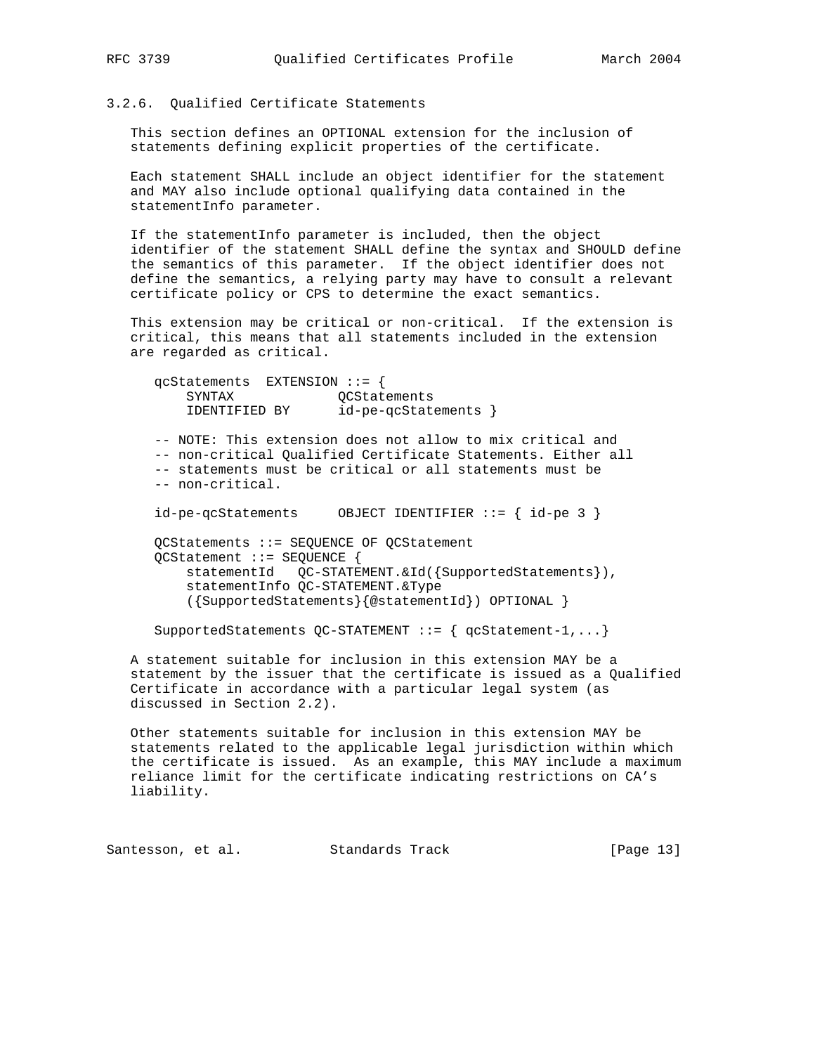### 3.2.6. Qualified Certificate Statements

This section defines an OPTIONAL extension for the inclusion of statements defining explicit properties of the certificate.

Each statement SHALL include an object identifier for the statement and MAY also include optional qualifying data contained in the statementInfo parameter.

If the statementInfo parameter is included, then the object identifier of the statement SHALL define the syntax and SHOULD define the semantics of this parameter. If the object identifier does not define the semantics, a relying party may have to consult a relevant certificate policy or CPS to determine the exact semantics.

This extension may be critical or non-critical. If the extension is critical, this means that all statements included in the extension are regarded as critical.

```
qcStatements  EXTENSION ::= {
    SYNTAX             QCStatements
    IDENTIFIED BY      id-pe-qcStatements }

-- NOTE: This extension does not allow to mix critical and
-- non-critical Qualified Certificate Statements. Either all
-- statements must be critical or all statements must be
-- non-critical.

id-pe-qcStatements     OBJECT IDENTIFIER ::= { id-pe 3 }

QCStatements ::= SEQUENCE OF QCStatement
QCStatement ::= SEQUENCE {
    statementId   QC-STATEMENT.&Id({SupportedStatements}),
    statementInfo QC-STATEMENT.&Type
    ({SupportedStatements}{@statementId}) OPTIONAL }

SupportedStatements QC-STATEMENT ::= { qcStatement-1,...}
```

A statement suitable for inclusion in this extension MAY be a statement by the issuer that the certificate is issued as a Qualified Certificate in accordance with a particular legal system (as discussed in Section 2.2).

Other statements suitable for inclusion in this extension MAY be statements related to the applicable legal jurisdiction within which the certificate is issued. As an example, this MAY include a maximum reliance limit for the certificate indicating restrictions on CA's liability.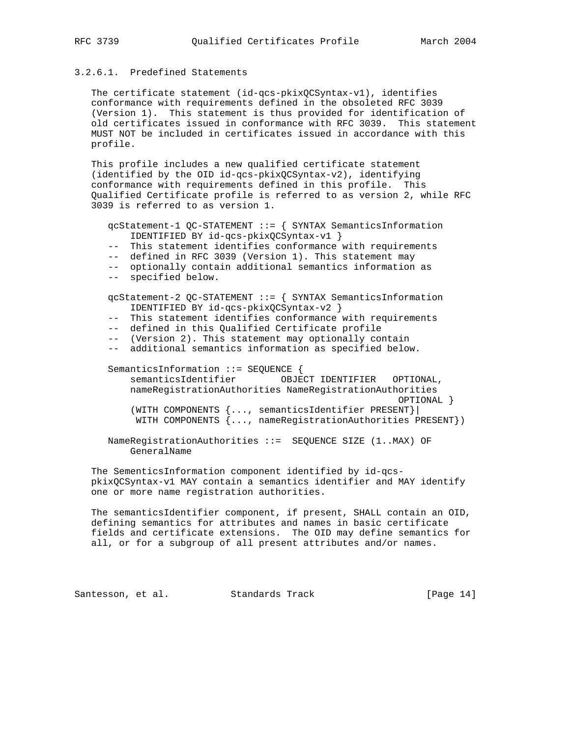#### 3.2.6.1. Predefined Statements

The certificate statement (id-qcs-pkixQCSyntax-v1), identifies conformance with requirements defined in the obsoleted RFC 3039 (Version 1). This statement is thus provided for identification of old certificates issued in conformance with RFC 3039. This statement MUST NOT be included in certificates issued in accordance with this profile.

This profile includes a new qualified certificate statement (identified by the OID id-qcs-pkixQCSyntax-v2), identifying conformance with requirements defined in this profile. This Qualified Certificate profile is referred to as version 2, while RFC 3039 is referred to as version 1.

```
qcStatement-1 QC-STATEMENT ::= { SYNTAX SemanticsInformation
    IDENTIFIED BY id-qcs-pkixQCSyntax-v1 }
--  This statement identifies conformance with requirements
--  defined in RFC 3039 (Version 1). This statement may
--  optionally contain additional semantics information as
--  specified below.

qcStatement-2 QC-STATEMENT ::= { SYNTAX SemanticsInformation
    IDENTIFIED BY id-qcs-pkixQCSyntax-v2 }
--  This statement identifies conformance with requirements
--  defined in this Qualified Certificate profile
--  (Version 2). This statement may optionally contain
--  additional semantics information as specified below.

SemanticsInformation ::= SEQUENCE {
    semanticsIdentifier        OBJECT IDENTIFIER   OPTIONAL,
    nameRegistrationAuthorities NameRegistrationAuthorities
                                                    OPTIONAL }
    (WITH COMPONENTS {..., semanticsIdentifier PRESENT}|
     WITH COMPONENTS {..., nameRegistrationAuthorities PRESENT})

NameRegistrationAuthorities ::=  SEQUENCE SIZE (1..MAX) OF
    GeneralName
```

The SementicsInformation component identified by id-qcs-pkixQCSyntax-v1 MAY contain a semantics identifier and MAY identify one or more name registration authorities.

The semanticsIdentifier component, if present, SHALL contain an OID, defining semantics for attributes and names in basic certificate fields and certificate extensions. The OID may define semantics for all, or for a subgroup of all present attributes and/or names.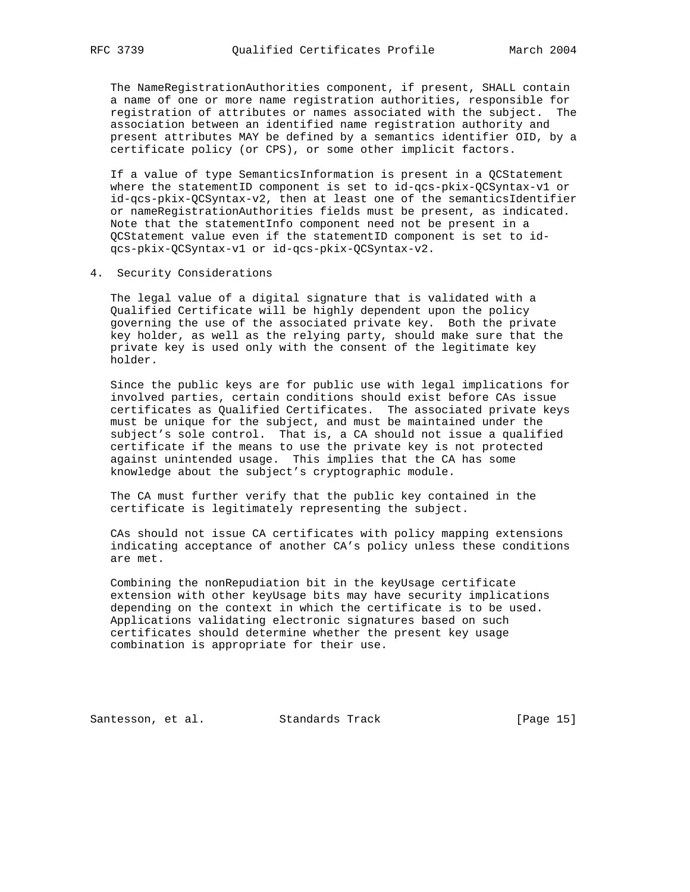The NameRegistrationAuthorities component, if present, SHALL contain a name of one or more name registration authorities, responsible for registration of attributes or names associated with the subject. The association between an identified name registration authority and present attributes MAY be defined by a semantics identifier OID, by a certificate policy (or CPS), or some other implicit factors.

If a value of type SemanticsInformation is present in a QCStatement where the statementID component is set to id-qcs-pkix-QCSyntax-v1 or id-qcs-pkix-QCSyntax-v2, then at least one of the semanticsIdentifier or nameRegistrationAuthorities fields must be present, as indicated. Note that the statementInfo component need not be present in a QCStatement value even if the statementID component is set to id-qcs-pkix-QCSyntax-v1 or id-qcs-pkix-QCSyntax-v2.

## 4. Security Considerations

The legal value of a digital signature that is validated with a Qualified Certificate will be highly dependent upon the policy governing the use of the associated private key. Both the private key holder, as well as the relying party, should make sure that the private key is used only with the consent of the legitimate key holder.

Since the public keys are for public use with legal implications for involved parties, certain conditions should exist before CAs issue certificates as Qualified Certificates. The associated private keys must be unique for the subject, and must be maintained under the subject's sole control. That is, a CA should not issue a qualified certificate if the means to use the private key is not protected against unintended usage. This implies that the CA has some knowledge about the subject's cryptographic module.

The CA must further verify that the public key contained in the certificate is legitimately representing the subject.

CAs should not issue CA certificates with policy mapping extensions indicating acceptance of another CA's policy unless these conditions are met.

Combining the nonRepudiation bit in the keyUsage certificate extension with other keyUsage bits may have security implications depending on the context in which the certificate is to be used. Applications validating electronic signatures based on such certificates should determine whether the present key usage combination is appropriate for their use.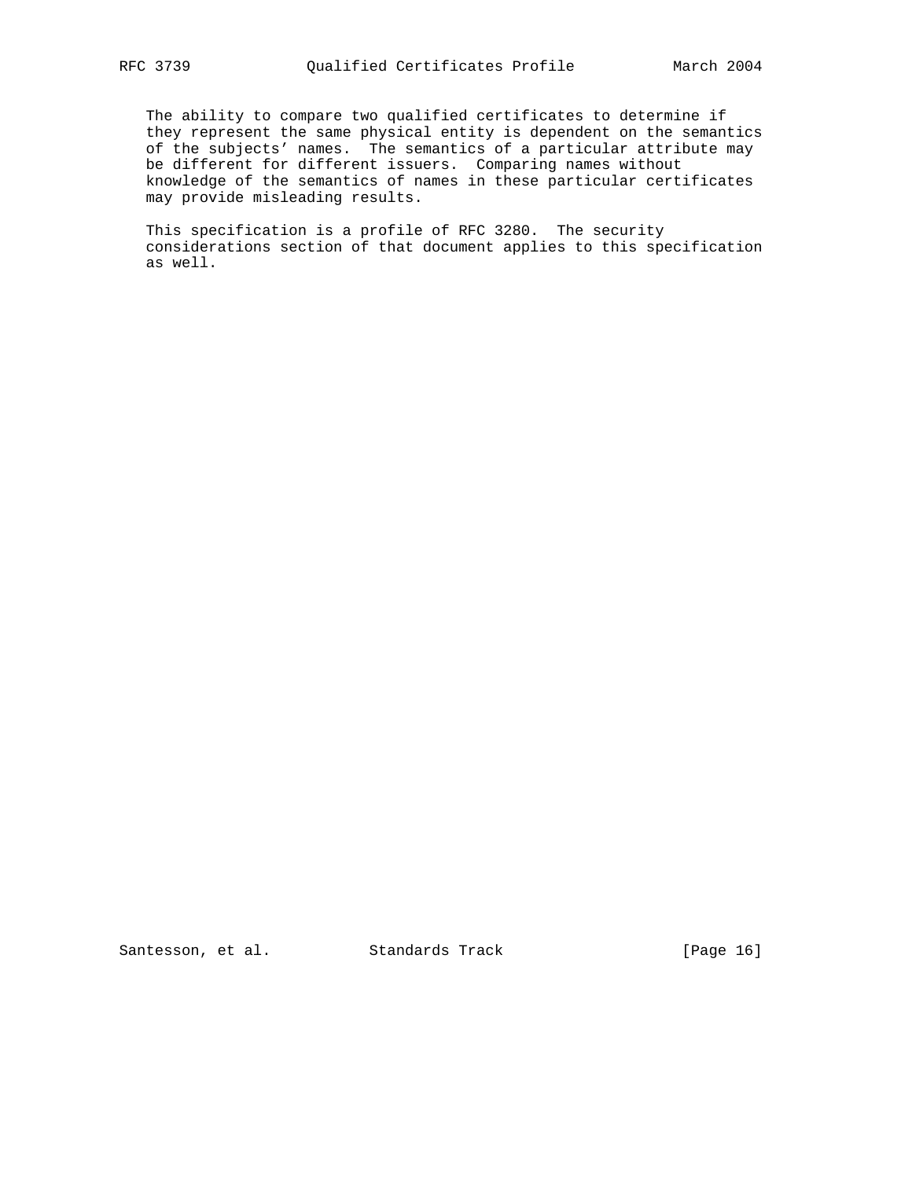The ability to compare two qualified certificates to determine if they represent the same physical entity is dependent on the semantics of the subjects' names. The semantics of a particular attribute may be different for different issuers. Comparing names without knowledge of the semantics of names in these particular certificates may provide misleading results.

This specification is a profile of RFC 3280. The security considerations section of that document applies to this specification as well.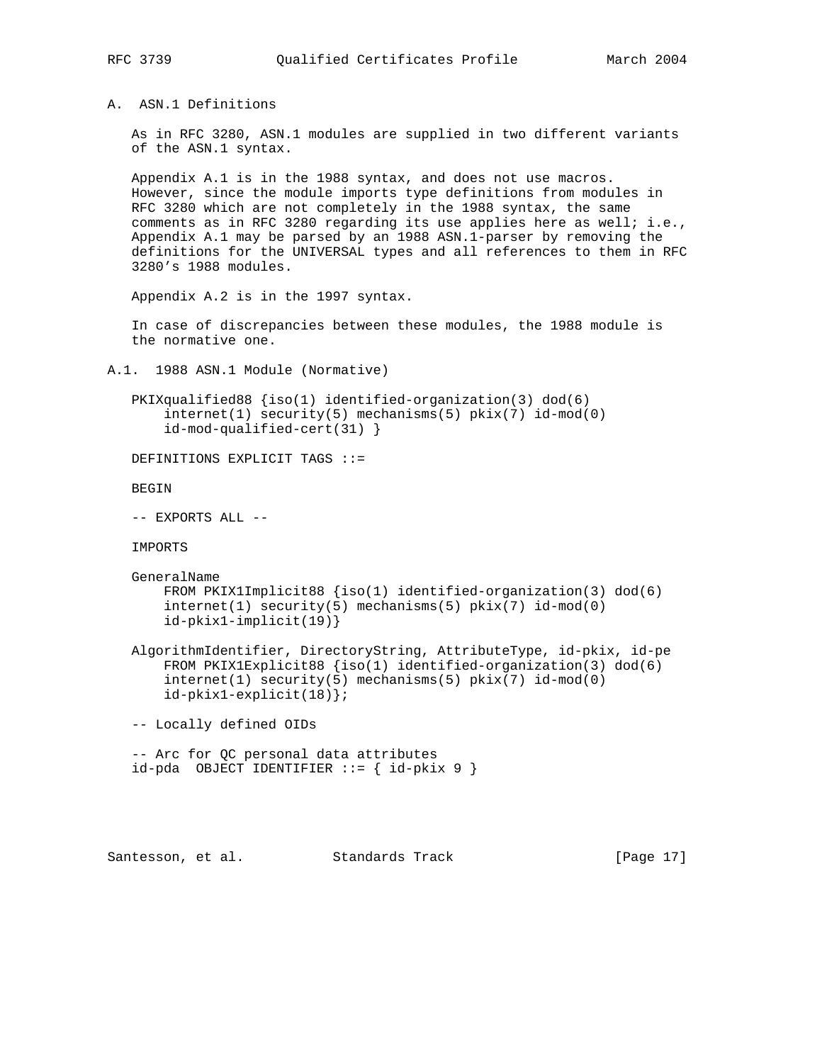# A. ASN.1 Definitions

As in RFC 3280, ASN.1 modules are supplied in two different variants of the ASN.1 syntax.

Appendix A.1 is in the 1988 syntax, and does not use macros. However, since the module imports type definitions from modules in RFC 3280 which are not completely in the 1988 syntax, the same comments as in RFC 3280 regarding its use applies here as well; i.e., Appendix A.1 may be parsed by an 1988 ASN.1-parser by removing the definitions for the UNIVERSAL types and all references to them in RFC 3280's 1988 modules.

Appendix A.2 is in the 1997 syntax.

In case of discrepancies between these modules, the 1988 module is the normative one.

## A.1. 1988 ASN.1 Module (Normative)

```
PKIXqualified88 {iso(1) identified-organization(3) dod(6)
    internet(1) security(5) mechanisms(5) pkix(7) id-mod(0)
    id-mod-qualified-cert(31) }

DEFINITIONS EXPLICIT TAGS ::=

BEGIN

-- EXPORTS ALL --

IMPORTS

GeneralName
    FROM PKIX1Implicit88 {iso(1) identified-organization(3) dod(6)
    internet(1) security(5) mechanisms(5) pkix(7) id-mod(0)
    id-pkix1-implicit(19)}

AlgorithmIdentifier, DirectoryString, AttributeType, id-pkix, id-pe
    FROM PKIX1Explicit88 {iso(1) identified-organization(3) dod(6)
    internet(1) security(5) mechanisms(5) pkix(7) id-mod(0)
    id-pkix1-explicit(18)};

-- Locally defined OIDs

-- Arc for QC personal data attributes
id-pda  OBJECT IDENTIFIER ::= { id-pkix 9 }
```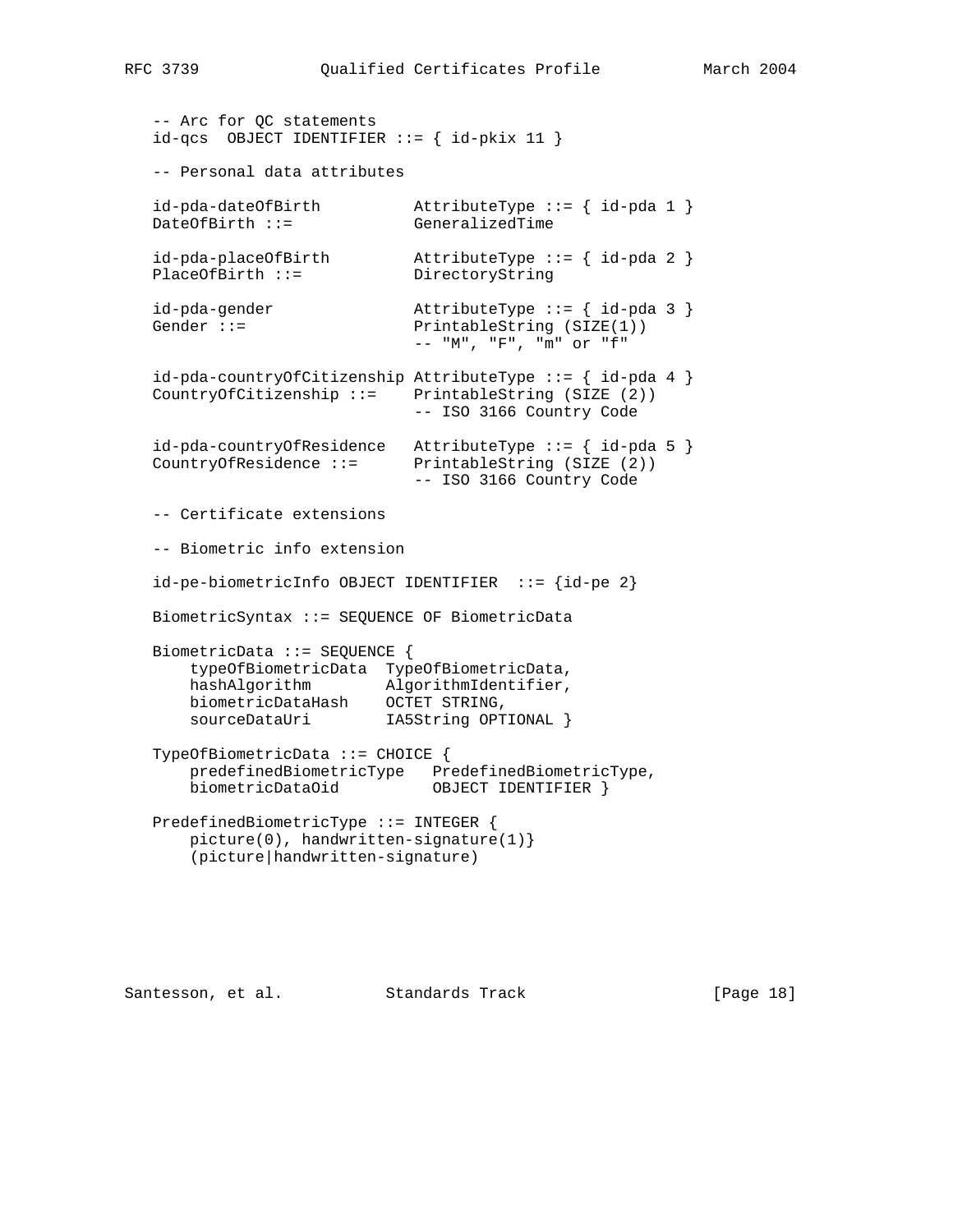```
-- Arc for QC statements
id-qcs  OBJECT IDENTIFIER ::= { id-pkix 11 }

-- Personal data attributes

id-pda-dateOfBirth          AttributeType ::= { id-pda 1 }
DateOfBirth ::=             GeneralizedTime

id-pda-placeOfBirth         AttributeType ::= { id-pda 2 }
PlaceOfBirth ::=            DirectoryString

id-pda-gender               AttributeType ::= { id-pda 3 }
Gender ::=                  PrintableString (SIZE(1))
                            -- "M", "F", "m" or "f"

id-pda-countryOfCitizenship AttributeType ::= { id-pda 4 }
CountryOfCitizenship ::=    PrintableString (SIZE (2))
                            -- ISO 3166 Country Code

id-pda-countryOfResidence   AttributeType ::= { id-pda 5 }
CountryOfResidence ::=      PrintableString (SIZE (2))
                            -- ISO 3166 Country Code

-- Certificate extensions

-- Biometric info extension

id-pe-biometricInfo OBJECT IDENTIFIER  ::= {id-pe 2}

BiometricSyntax ::= SEQUENCE OF BiometricData

BiometricData ::= SEQUENCE {
    typeOfBiometricData  TypeOfBiometricData,
    hashAlgorithm        AlgorithmIdentifier,
    biometricDataHash    OCTET STRING,
    sourceDataUri        IA5String OPTIONAL }

TypeOfBiometricData ::= CHOICE {
    predefinedBiometricType   PredefinedBiometricType,
    biometricDataOid          OBJECT IDENTIFIER }

PredefinedBiometricType ::= INTEGER {
    picture(0), handwritten-signature(1)}
    (picture|handwritten-signature)
```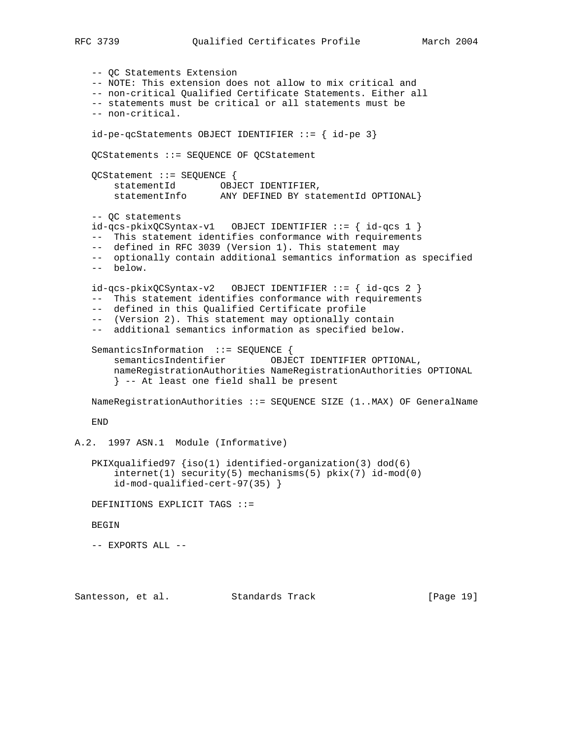```
-- QC Statements Extension
-- NOTE: This extension does not allow to mix critical and
-- non-critical Qualified Certificate Statements. Either all
-- statements must be critical or all statements must be
-- non-critical.

id-pe-qcStatements OBJECT IDENTIFIER ::= { id-pe 3}

QCStatements ::= SEQUENCE OF QCStatement

QCStatement ::= SEQUENCE {
    statementId        OBJECT IDENTIFIER,
    statementInfo      ANY DEFINED BY statementId OPTIONAL}

-- QC statements
id-qcs-pkixQCSyntax-v1   OBJECT IDENTIFIER ::= { id-qcs 1 }
--  This statement identifies conformance with requirements
--  defined in RFC 3039 (Version 1). This statement may
--  optionally contain additional semantics information as specified
--  below.

id-qcs-pkixQCSyntax-v2   OBJECT IDENTIFIER ::= { id-qcs 2 }
--  This statement identifies conformance with requirements
--  defined in this Qualified Certificate profile
--  (Version 2). This statement may optionally contain
--  additional semantics information as specified below.

SemanticsInformation  ::= SEQUENCE {
    semanticsIndentifier        OBJECT IDENTIFIER OPTIONAL,
    nameRegistrationAuthorities NameRegistrationAuthorities OPTIONAL
    } -- At least one field shall be present

NameRegistrationAuthorities ::= SEQUENCE SIZE (1..MAX) OF GeneralName

END
```

## A.2. 1997 ASN.1 Module (Informative)

```
PKIXqualified97 {iso(1) identified-organization(3) dod(6)
    internet(1) security(5) mechanisms(5) pkix(7) id-mod(0)
    id-mod-qualified-cert-97(35) }

DEFINITIONS EXPLICIT TAGS ::=

BEGIN

-- EXPORTS ALL --
```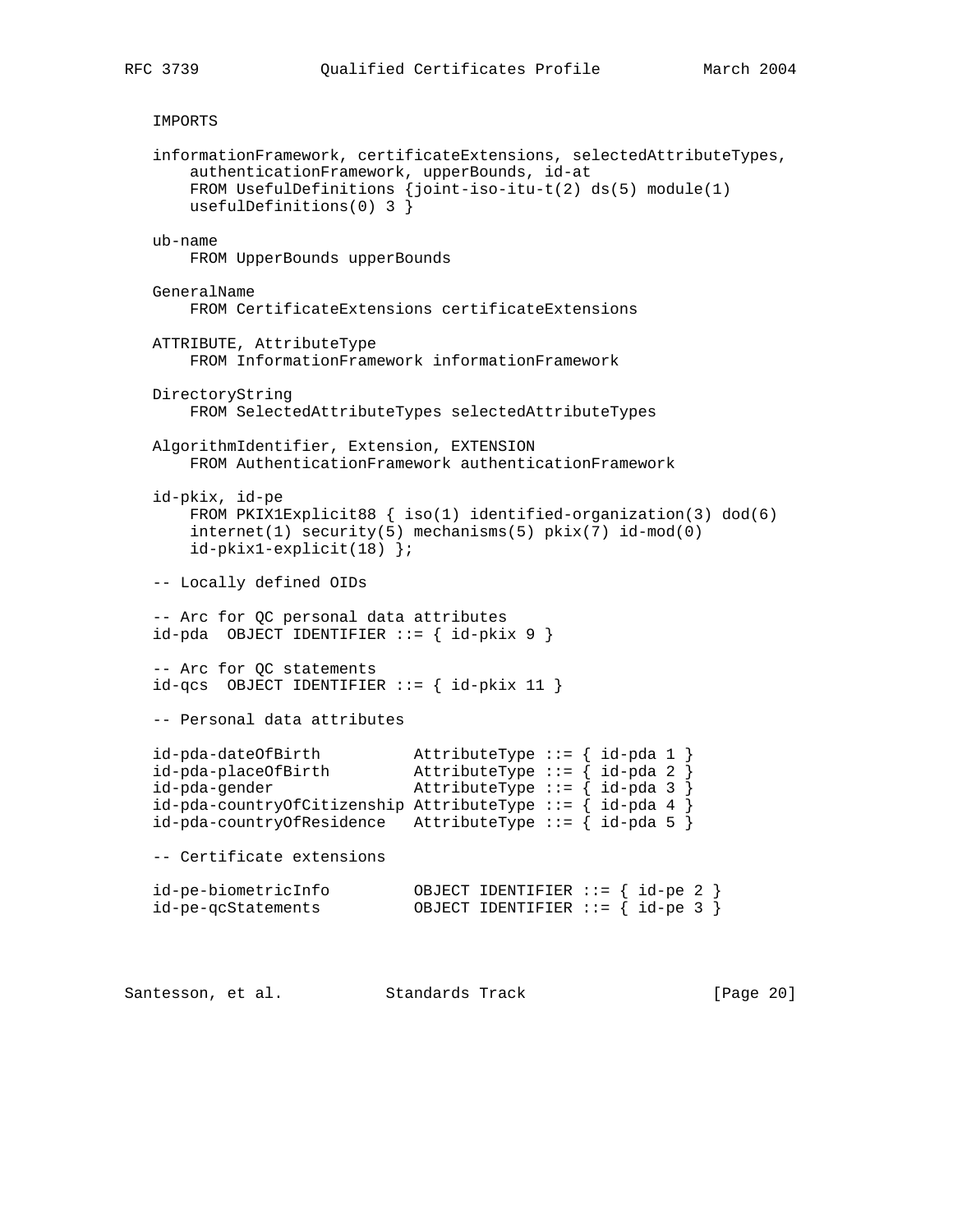```
IMPORTS

informationFramework, certificateExtensions, selectedAttributeTypes,
    authenticationFramework, upperBounds, id-at
    FROM UsefulDefinitions {joint-iso-itu-t(2) ds(5) module(1)
    usefulDefinitions(0) 3 }

ub-name
    FROM UpperBounds upperBounds

GeneralName
    FROM CertificateExtensions certificateExtensions

ATTRIBUTE, AttributeType
    FROM InformationFramework informationFramework

DirectoryString
    FROM SelectedAttributeTypes selectedAttributeTypes

AlgorithmIdentifier, Extension, EXTENSION
    FROM AuthenticationFramework authenticationFramework

id-pkix, id-pe
    FROM PKIX1Explicit88 { iso(1) identified-organization(3) dod(6)
    internet(1) security(5) mechanisms(5) pkix(7) id-mod(0)
    id-pkix1-explicit(18) };

-- Locally defined OIDs

-- Arc for QC personal data attributes
id-pda  OBJECT IDENTIFIER ::= { id-pkix 9 }

-- Arc for QC statements
id-qcs  OBJECT IDENTIFIER ::= { id-pkix 11 }

-- Personal data attributes

id-pda-dateOfBirth          AttributeType ::= { id-pda 1 }
id-pda-placeOfBirth         AttributeType ::= { id-pda 2 }
id-pda-gender               AttributeType ::= { id-pda 3 }
id-pda-countryOfCitizenship AttributeType ::= { id-pda 4 }
id-pda-countryOfResidence   AttributeType ::= { id-pda 5 }

-- Certificate extensions

id-pe-biometricInfo         OBJECT IDENTIFIER ::= { id-pe 2 }
id-pe-qcStatements          OBJECT IDENTIFIER ::= { id-pe 3 }
```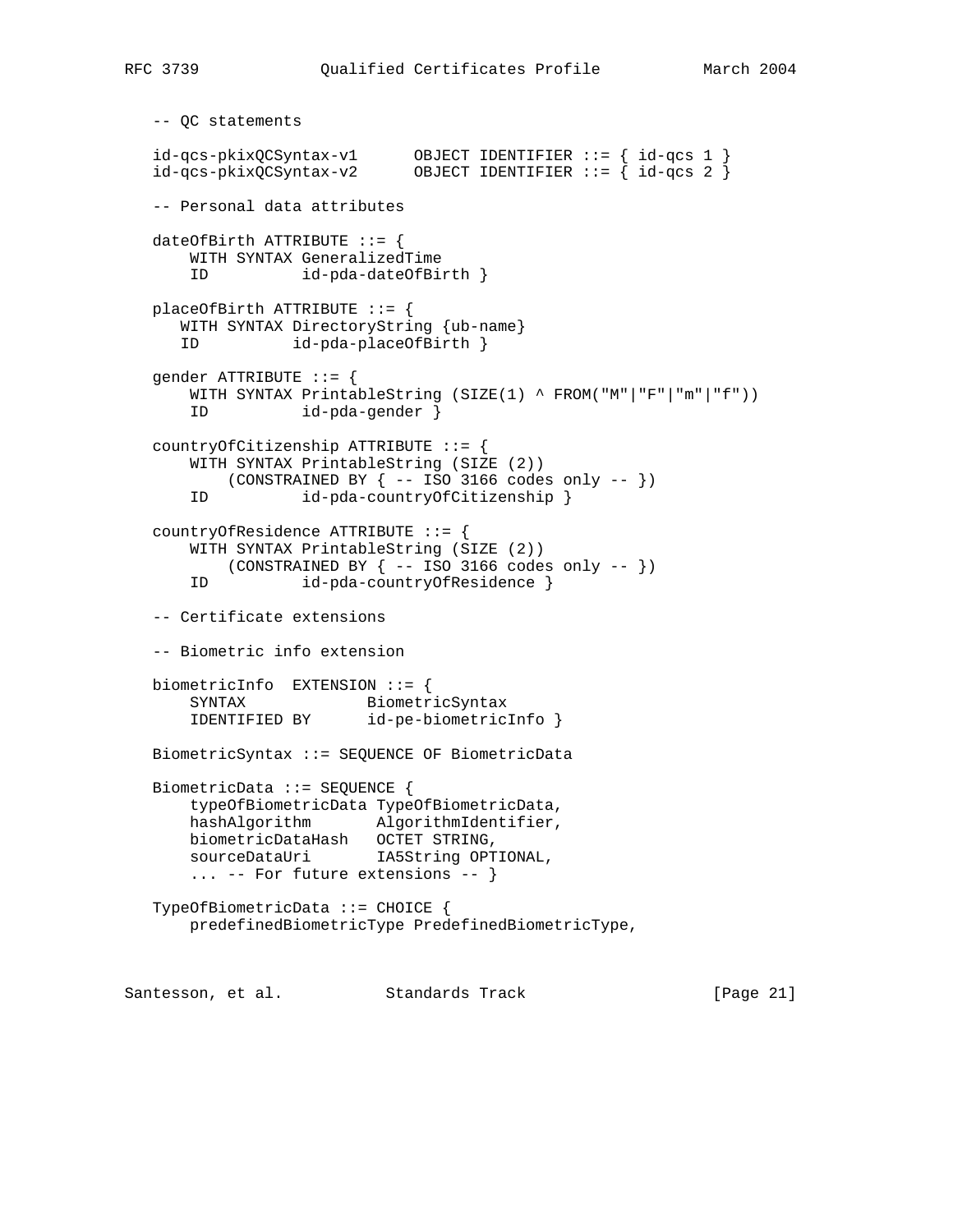```
-- QC statements

id-qcs-pkixQCSyntax-v1      OBJECT IDENTIFIER ::= { id-qcs 1 }
id-qcs-pkixQCSyntax-v2      OBJECT IDENTIFIER ::= { id-qcs 2 }

-- Personal data attributes

dateOfBirth ATTRIBUTE ::= {
    WITH SYNTAX GeneralizedTime
    ID          id-pda-dateOfBirth }

placeOfBirth ATTRIBUTE ::= {
   WITH SYNTAX DirectoryString {ub-name}
   ID          id-pda-placeOfBirth }

gender ATTRIBUTE ::= {
    WITH SYNTAX PrintableString (SIZE(1) ^ FROM("M"|"F"|"m"|"f"))
    ID          id-pda-gender }

countryOfCitizenship ATTRIBUTE ::= {
    WITH SYNTAX PrintableString (SIZE (2))
        (CONSTRAINED BY { -- ISO 3166 codes only -- })
    ID          id-pda-countryOfCitizenship }

countryOfResidence ATTRIBUTE ::= {
    WITH SYNTAX PrintableString (SIZE (2))
        (CONSTRAINED BY { -- ISO 3166 codes only -- })
    ID          id-pda-countryOfResidence }

-- Certificate extensions

-- Biometric info extension

biometricInfo  EXTENSION ::= {
    SYNTAX             BiometricSyntax
    IDENTIFIED BY      id-pe-biometricInfo }

BiometricSyntax ::= SEQUENCE OF BiometricData

BiometricData ::= SEQUENCE {
    typeOfBiometricData TypeOfBiometricData,
    hashAlgorithm       AlgorithmIdentifier,
    biometricDataHash   OCTET STRING,
    sourceDataUri       IA5String OPTIONAL,
    ... -- For future extensions -- }

TypeOfBiometricData ::= CHOICE {
    predefinedBiometricType PredefinedBiometricType,
```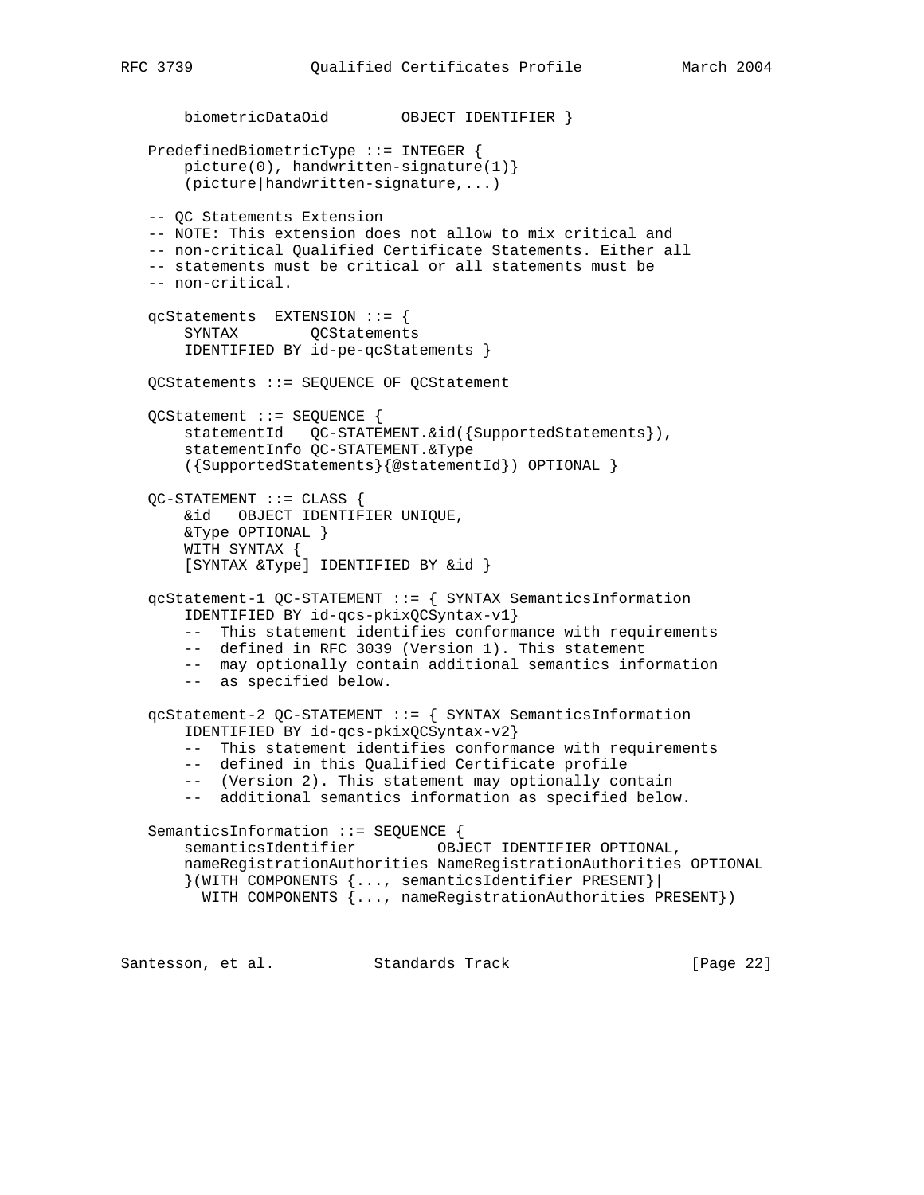```
       biometricDataOid        OBJECT IDENTIFIER }

   PredefinedBiometricType ::= INTEGER {
       picture(0), handwritten-signature(1)}
       (picture|handwritten-signature,...)

   -- QC Statements Extension
   -- NOTE: This extension does not allow to mix critical and
   -- non-critical Qualified Certificate Statements. Either all
   -- statements must be critical or all statements must be
   -- non-critical.

   qcStatements  EXTENSION ::= {
       SYNTAX        QCStatements
       IDENTIFIED BY id-pe-qcStatements }

   QCStatements ::= SEQUENCE OF QCStatement

   QCStatement ::= SEQUENCE {
       statementId   QC-STATEMENT.&id({SupportedStatements}),
       statementInfo QC-STATEMENT.&Type
       ({SupportedStatements}{@statementId}) OPTIONAL }

   QC-STATEMENT ::= CLASS {
       &id   OBJECT IDENTIFIER UNIQUE,
       &Type OPTIONAL }
       WITH SYNTAX {
       [SYNTAX &Type] IDENTIFIED BY &id }

   qcStatement-1 QC-STATEMENT ::= { SYNTAX SemanticsInformation
       IDENTIFIED BY id-qcs-pkixQCSyntax-v1}
       --  This statement identifies conformance with requirements
       --  defined in RFC 3039 (Version 1). This statement
       --  may optionally contain additional semantics information
       --  as specified below.

   qcStatement-2 QC-STATEMENT ::= { SYNTAX SemanticsInformation
       IDENTIFIED BY id-qcs-pkixQCSyntax-v2}
       --  This statement identifies conformance with requirements
       --  defined in this Qualified Certificate profile
       --  (Version 2). This statement may optionally contain
       --  additional semantics information as specified below.

   SemanticsInformation ::= SEQUENCE {
       semanticsIdentifier         OBJECT IDENTIFIER OPTIONAL,
       nameRegistrationAuthorities NameRegistrationAuthorities OPTIONAL
       }(WITH COMPONENTS {..., semanticsIdentifier PRESENT}|
         WITH COMPONENTS {..., nameRegistrationAuthorities PRESENT})
```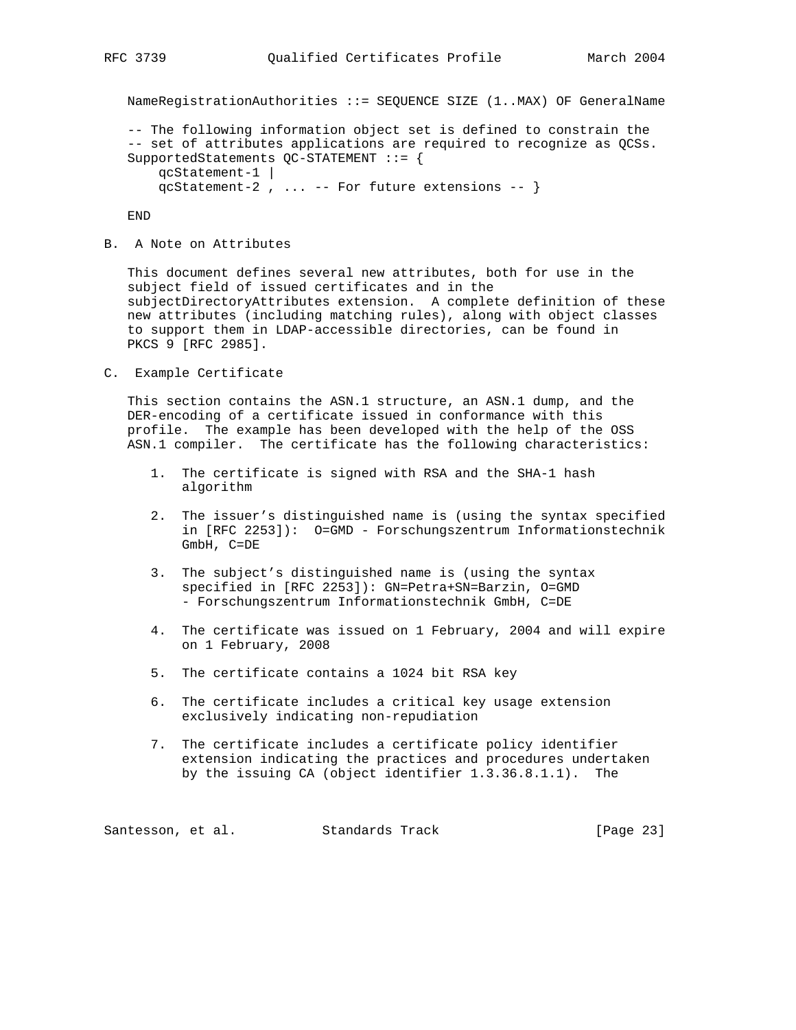```
NameRegistrationAuthorities ::= SEQUENCE SIZE (1..MAX) OF GeneralName

-- The following information object set is defined to constrain the
-- set of attributes applications are required to recognize as QCSs.
SupportedStatements QC-STATEMENT ::= {
    qcStatement-1 |
    qcStatement-2 , ... -- For future extensions -- }

END
```

## B. A Note on Attributes

This document defines several new attributes, both for use in the subject field of issued certificates and in the subjectDirectoryAttributes extension. A complete definition of these new attributes (including matching rules), along with object classes to support them in LDAP-accessible directories, can be found in PKCS 9 [RFC 2985].

## C. Example Certificate

This section contains the ASN.1 structure, an ASN.1 dump, and the DER-encoding of a certificate issued in conformance with this profile. The example has been developed with the help of the OSS ASN.1 compiler. The certificate has the following characteristics:

1. The certificate is signed with RSA and the SHA-1 hash algorithm

2. The issuer's distinguished name is (using the syntax specified in [RFC 2253]): O=GMD - Forschungszentrum Informationstechnik GmbH, C=DE

3. The subject's distinguished name is (using the syntax specified in [RFC 2253]): GN=Petra+SN=Barzin, O=GMD - Forschungszentrum Informationstechnik GmbH, C=DE

4. The certificate was issued on 1 February, 2004 and will expire on 1 February, 2008

5. The certificate contains a 1024 bit RSA key

6. The certificate includes a critical key usage extension exclusively indicating non-repudiation

7. The certificate includes a certificate policy identifier extension indicating the practices and procedures undertaken by the issuing CA (object identifier 1.3.36.8.1.1). The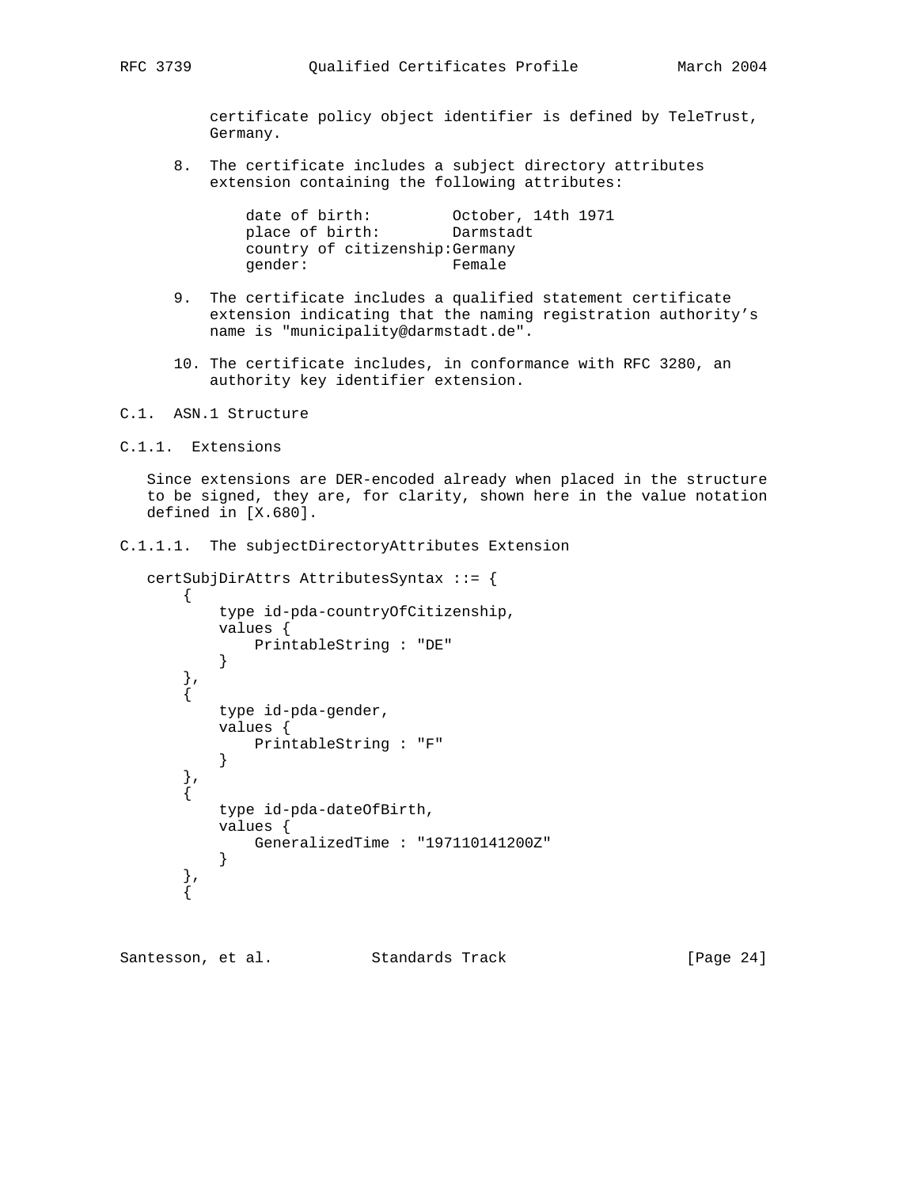certificate policy object identifier is defined by TeleTrust, Germany.

8. The certificate includes a subject directory attributes extension containing the following attributes:

```
date of birth:         October, 14th 1971
place of birth:        Darmstadt
country of citizenship:Germany
gender:                Female
```

9. The certificate includes a qualified statement certificate extension indicating that the naming registration authority's name is "municipality@darmstadt.de".

10. The certificate includes, in conformance with RFC 3280, an authority key identifier extension.

## C.1. ASN.1 Structure

### C.1.1. Extensions

Since extensions are DER-encoded already when placed in the structure to be signed, they are, for clarity, shown here in the value notation defined in [X.680].

#### C.1.1.1. The subjectDirectoryAttributes Extension

```
certSubjDirAttrs AttributesSyntax ::= {
    {
        type id-pda-countryOfCitizenship,
        values {
            PrintableString : "DE"
        }
    },
    {
        type id-pda-gender,
        values {
            PrintableString : "F"
        }
    },
    {
        type id-pda-dateOfBirth,
        values {
            GeneralizedTime : "197110141200Z"
        }
    },
    {
```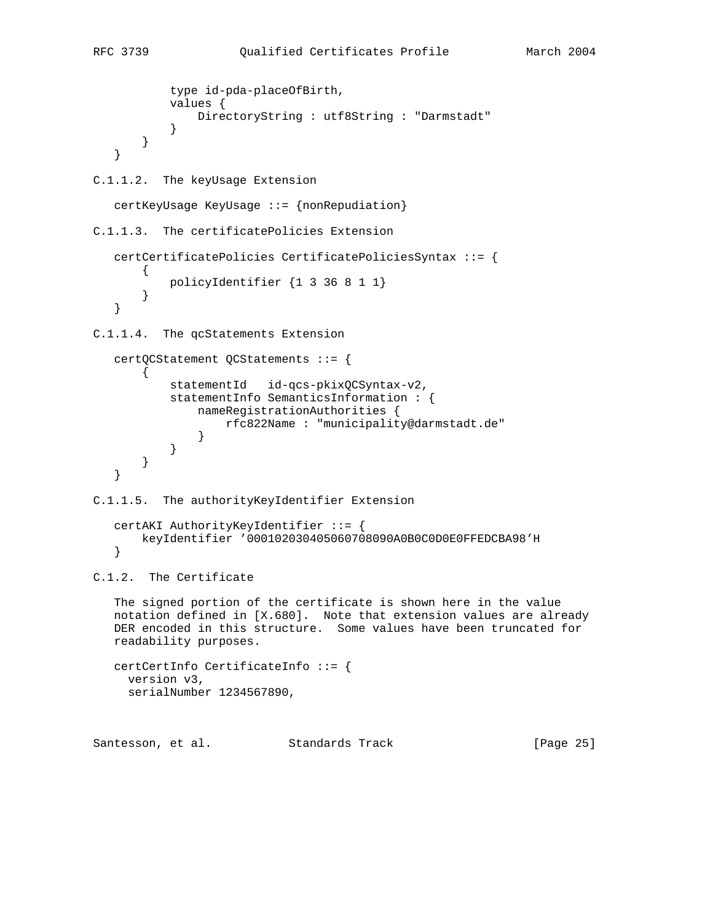```
        type id-pda-placeOfBirth,
        values {
            DirectoryString : utf8String : "Darmstadt"
        }
    }
}
```

#### C.1.1.2. The keyUsage Extension

```
certKeyUsage KeyUsage ::= {nonRepudiation}
```

#### C.1.1.3. The certificatePolicies Extension

```
certCertificatePolicies CertificatePoliciesSyntax ::= {
    {
        policyIdentifier {1 3 36 8 1 1}
    }
}
```

#### C.1.1.4. The qcStatements Extension

```
certQCStatement QCStatements ::= {
    {
        statementId   id-qcs-pkixQCSyntax-v2,
        statementInfo SemanticsInformation : {
            nameRegistrationAuthorities {
                rfc822Name : "municipality@darmstadt.de"
            }
        }
    }
}
```

#### C.1.1.5. The authorityKeyIdentifier Extension

```
certAKI AuthorityKeyIdentifier ::= {
    keyIdentifier '000102030405060708090A0B0C0D0E0FFEDCBA98'H
}
```

### C.1.2. The Certificate

The signed portion of the certificate is shown here in the value notation defined in [X.680]. Note that extension values are already DER encoded in this structure. Some values have been truncated for readability purposes.

```
certCertInfo CertificateInfo ::= {
  version v3,
  serialNumber 1234567890,
```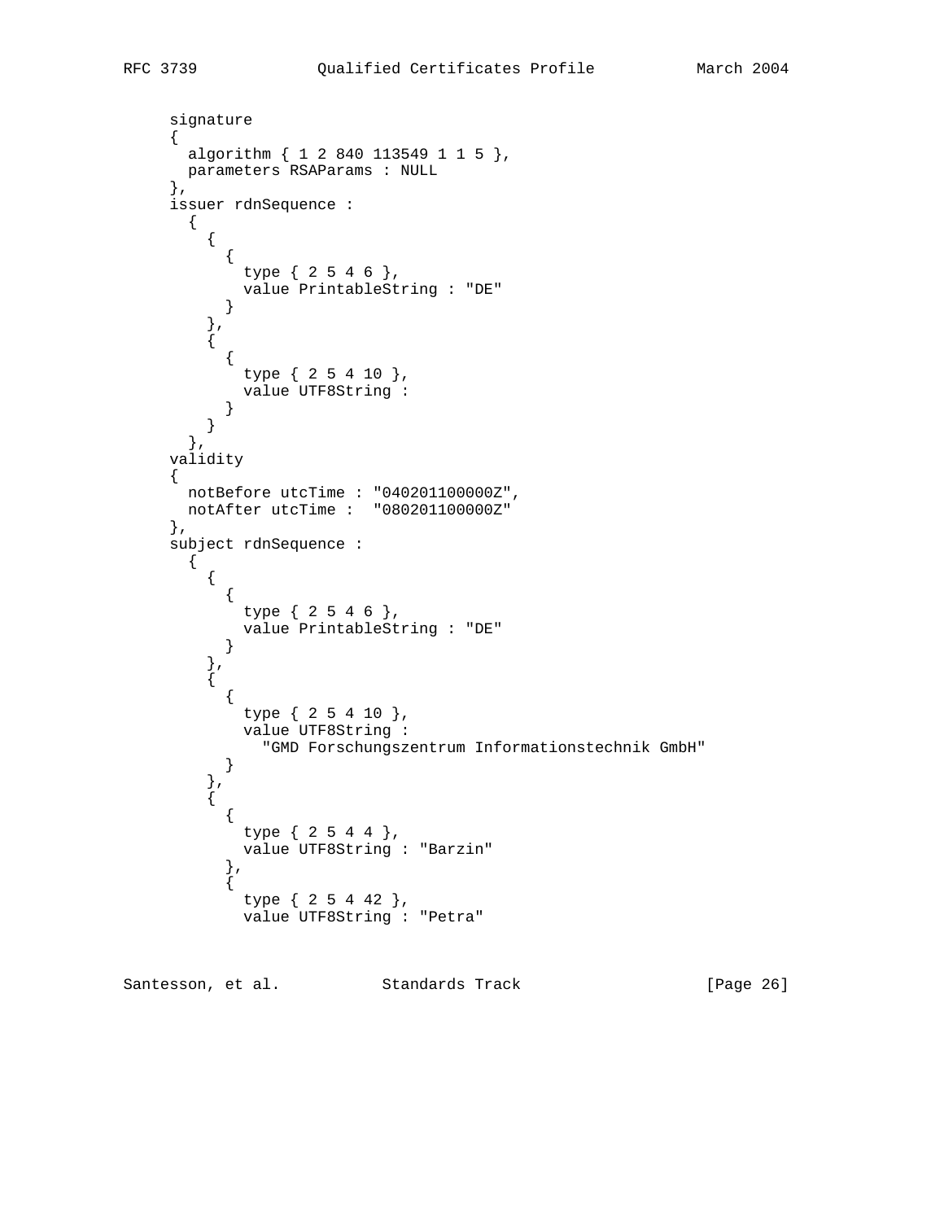```
     signature
     {
       algorithm { 1 2 840 113549 1 1 5 },
       parameters RSAParams : NULL
     },
     issuer rdnSequence :
       {
         {
           {
             type { 2 5 4 6 },
             value PrintableString : "DE"
           }
         },
         {
           {
             type { 2 5 4 10 },
             value UTF8String :
           }
         }
       },
     validity
     {
       notBefore utcTime : "040201100000Z",
       notAfter utcTime :  "080201100000Z"
     },
     subject rdnSequence :
       {
         {
           {
             type { 2 5 4 6 },
             value PrintableString : "DE"
           }
         },
         {
           {
             type { 2 5 4 10 },
             value UTF8String :
               "GMD Forschungszentrum Informationstechnik GmbH"
           }
         },
         {
           {
             type { 2 5 4 4 },
             value UTF8String : "Barzin"
           },
           {
             type { 2 5 4 42 },
             value UTF8String : "Petra"
```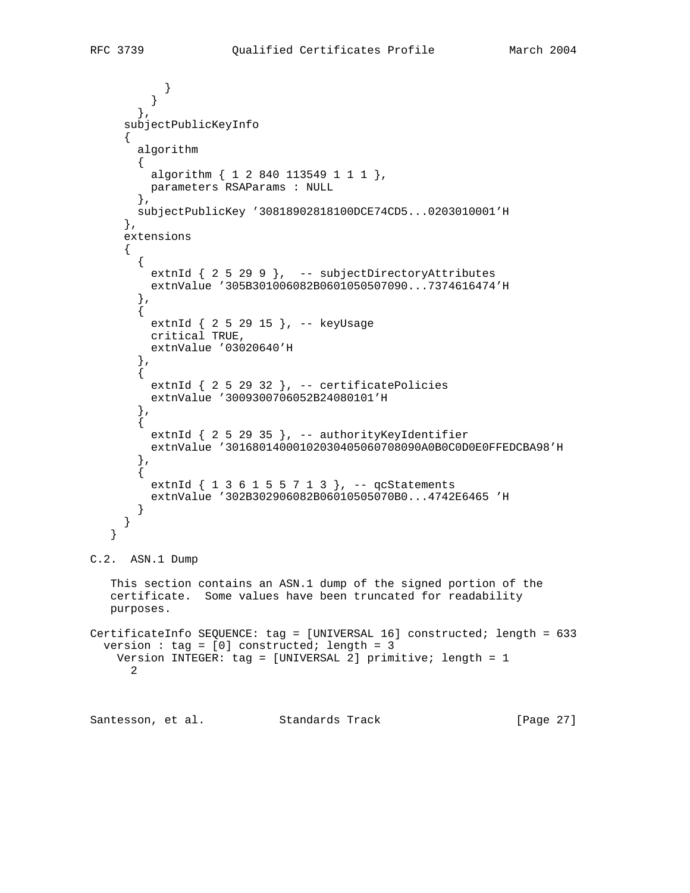```
          }
        }
      },
    subjectPublicKeyInfo
    {
      algorithm
      {
        algorithm { 1 2 840 113549 1 1 1 },
        parameters RSAParams : NULL
      },
      subjectPublicKey '30818902818100DCE74CD5...0203010001'H
    },
    extensions
    {
      {
        extnId { 2 5 29 9 },  -- subjectDirectoryAttributes
        extnValue '305B301006082B0601050507090...7374616474'H
      },
      {
        extnId { 2 5 29 15 }, -- keyUsage
        critical TRUE,
        extnValue '03020640'H
      },
      {
        extnId { 2 5 29 32 }, -- certificatePolicies
        extnValue '3009300706052B24080101'H
      },
      {
        extnId { 2 5 29 35 }, -- authorityKeyIdentifier
        extnValue '301680140001020304050607080 90A0B0C0D0E0FFEDCBA98'H
      },
      {
        extnId { 1 3 6 1 5 5 7 1 3 }, -- qcStatements
        extnValue '302B302906082B06010505070B0...4742E6465 'H
      }
    }
  }
```

## C.2. ASN.1 Dump

This section contains an ASN.1 dump of the signed portion of the certificate. Some values have been truncated for readability purposes.

```
CertificateInfo SEQUENCE: tag = [UNIVERSAL 16] constructed; length = 633
  version : tag = [0] constructed; length = 3
    Version INTEGER: tag = [UNIVERSAL 2] primitive; length = 1
      2
```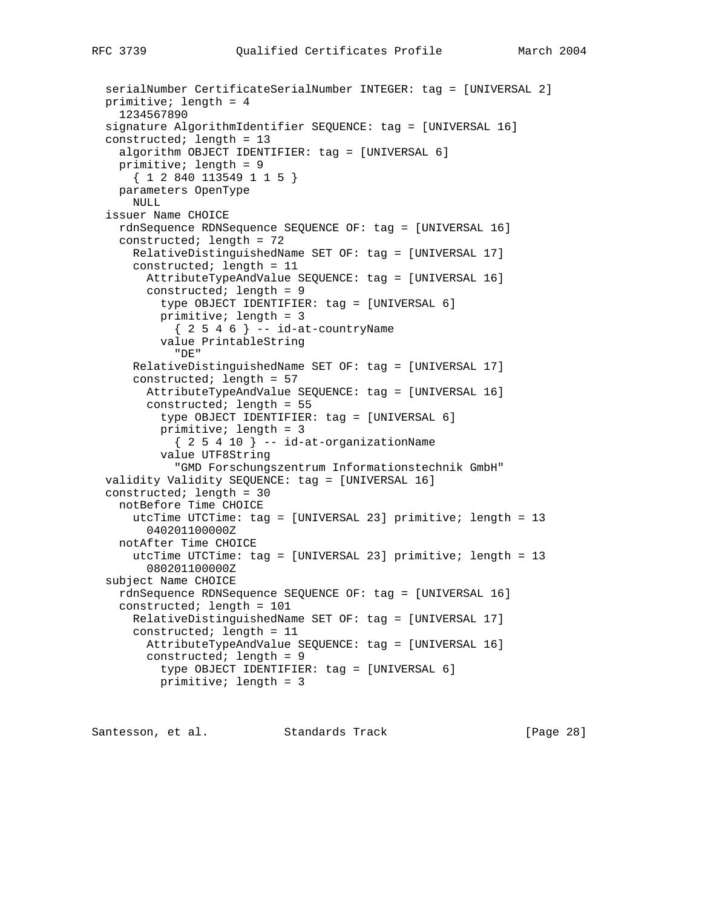```
   serialNumber CertificateSerialNumber INTEGER: tag = [UNIVERSAL 2]
   primitive; length = 4
     1234567890
   signature AlgorithmIdentifier SEQUENCE: tag = [UNIVERSAL 16]
   constructed; length = 13
     algorithm OBJECT IDENTIFIER: tag = [UNIVERSAL 6]
     primitive; length = 9
       { 1 2 840 113549 1 1 5 }
     parameters OpenType
       NULL
   issuer Name CHOICE
     rdnSequence RDNSequence SEQUENCE OF: tag = [UNIVERSAL 16]
     constructed; length = 72
       RelativeDistinguishedName SET OF: tag = [UNIVERSAL 17]
       constructed; length = 11
         AttributeTypeAndValue SEQUENCE: tag = [UNIVERSAL 16]
         constructed; length = 9
           type OBJECT IDENTIFIER: tag = [UNIVERSAL 6]
           primitive; length = 3
             { 2 5 4 6 } -- id-at-countryName
           value PrintableString
             "DE"
       RelativeDistinguishedName SET OF: tag = [UNIVERSAL 17]
       constructed; length = 57
         AttributeTypeAndValue SEQUENCE: tag = [UNIVERSAL 16]
         constructed; length = 55
           type OBJECT IDENTIFIER: tag = [UNIVERSAL 6]
           primitive; length = 3
             { 2 5 4 10 } -- id-at-organizationName
           value UTF8String
             "GMD Forschungszentrum Informationstechnik GmbH"
   validity Validity SEQUENCE: tag = [UNIVERSAL 16]
   constructed; length = 30
     notBefore Time CHOICE
       utcTime UTCTime: tag = [UNIVERSAL 23] primitive; length = 13
         040201100000Z
     notAfter Time CHOICE
       utcTime UTCTime: tag = [UNIVERSAL 23] primitive; length = 13
         080201100000Z
   subject Name CHOICE
     rdnSequence RDNSequence SEQUENCE OF: tag = [UNIVERSAL 16]
     constructed; length = 101
       RelativeDistinguishedName SET OF: tag = [UNIVERSAL 17]
       constructed; length = 11
         AttributeTypeAndValue SEQUENCE: tag = [UNIVERSAL 16]
         constructed; length = 9
           type OBJECT IDENTIFIER: tag = [UNIVERSAL 6]
           primitive; length = 3
```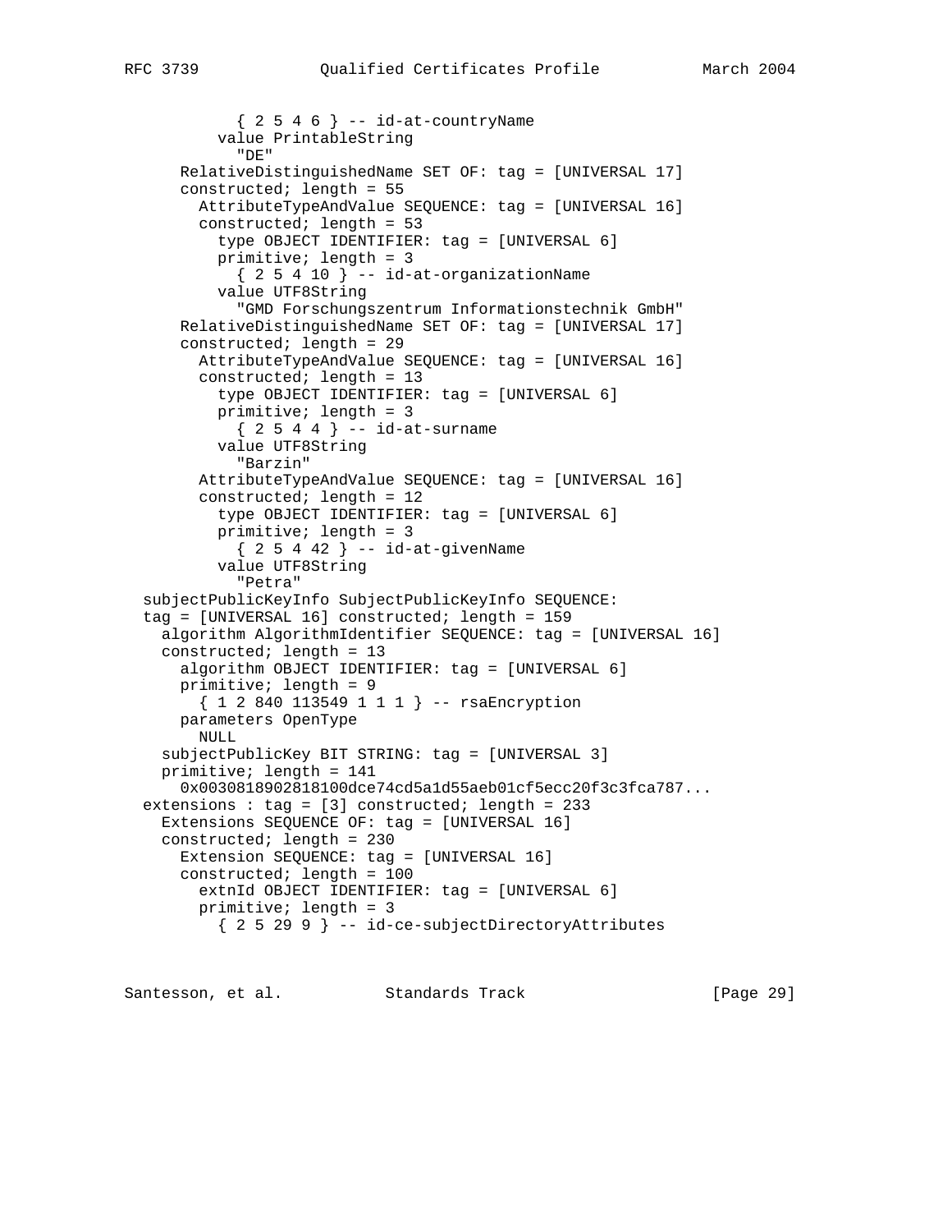```
            { 2 5 4 6 } -- id-at-countryName
          value PrintableString
            "DE"
      RelativeDistinguishedName SET OF: tag = [UNIVERSAL 17]
      constructed; length = 55
        AttributeTypeAndValue SEQUENCE: tag = [UNIVERSAL 16]
        constructed; length = 53
          type OBJECT IDENTIFIER: tag = [UNIVERSAL 6]
          primitive; length = 3
            { 2 5 4 10 } -- id-at-organizationName
          value UTF8String
            "GMD Forschungszentrum Informationstechnik GmbH"
      RelativeDistinguishedName SET OF: tag = [UNIVERSAL 17]
      constructed; length = 29
        AttributeTypeAndValue SEQUENCE: tag = [UNIVERSAL 16]
        constructed; length = 13
          type OBJECT IDENTIFIER: tag = [UNIVERSAL 6]
          primitive; length = 3
            { 2 5 4 4 } -- id-at-surname
          value UTF8String
            "Barzin"
        AttributeTypeAndValue SEQUENCE: tag = [UNIVERSAL 16]
        constructed; length = 12
          type OBJECT IDENTIFIER: tag = [UNIVERSAL 6]
          primitive; length = 3
            { 2 5 4 42 } -- id-at-givenName
          value UTF8String
            "Petra"
  subjectPublicKeyInfo SubjectPublicKeyInfo SEQUENCE:
  tag = [UNIVERSAL 16] constructed; length = 159
    algorithm AlgorithmIdentifier SEQUENCE: tag = [UNIVERSAL 16]
    constructed; length = 13
      algorithm OBJECT IDENTIFIER: tag = [UNIVERSAL 6]
      primitive; length = 9
        { 1 2 840 113549 1 1 1 } -- rsaEncryption
      parameters OpenType
        NULL
    subjectPublicKey BIT STRING: tag = [UNIVERSAL 3]
    primitive; length = 141
      0x0030818902818100dce74cd5a1d55aeb01cf5ecc20f3c3fca787...
  extensions : tag = [3] constructed; length = 233
    Extensions SEQUENCE OF: tag = [UNIVERSAL 16]
    constructed; length = 230
      Extension SEQUENCE: tag = [UNIVERSAL 16]
      constructed; length = 100
        extnId OBJECT IDENTIFIER: tag = [UNIVERSAL 6]
        primitive; length = 3
          { 2 5 29 9 } -- id-ce-subjectDirectoryAttributes
```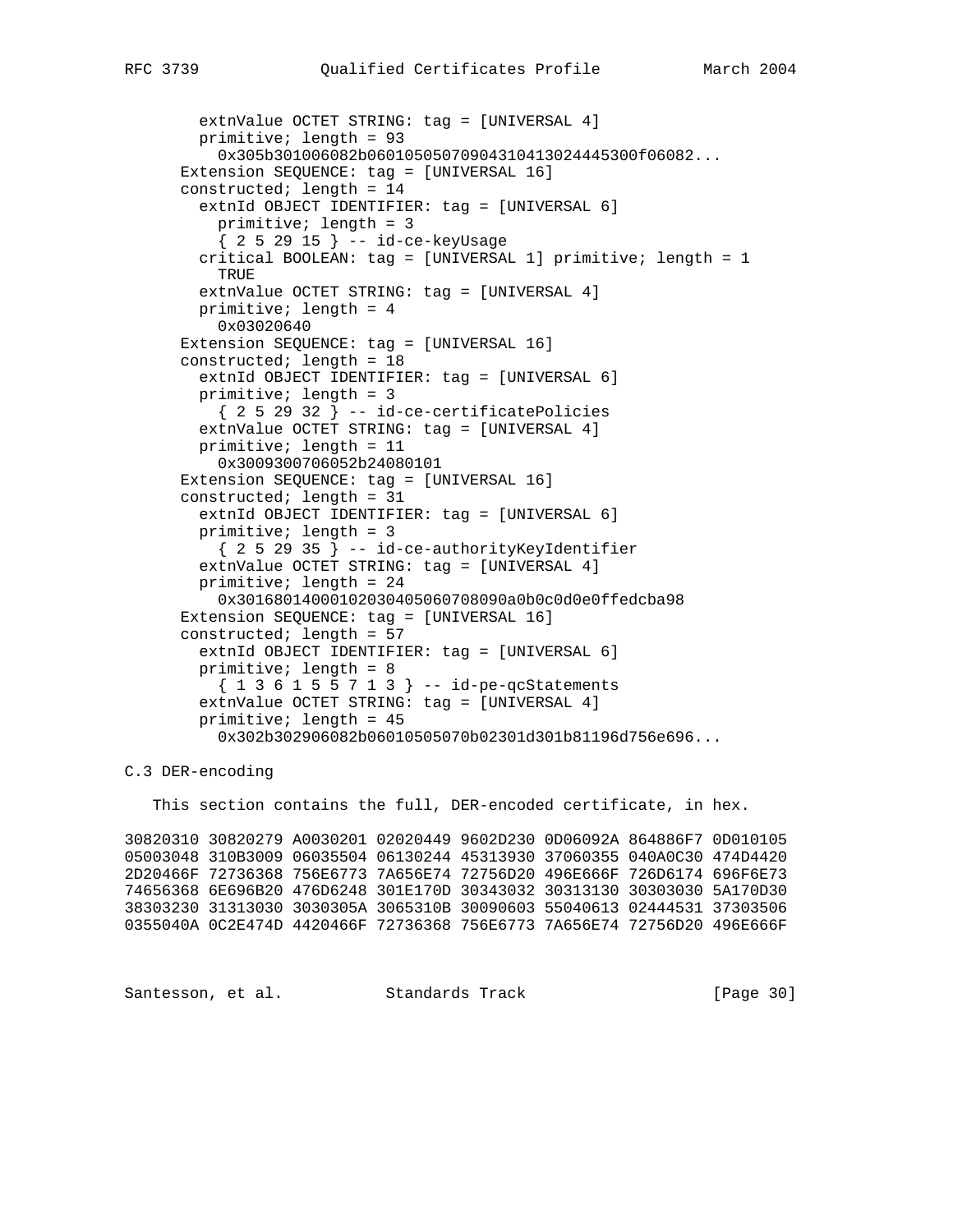```
        extnValue OCTET STRING: tag = [UNIVERSAL 4]
        primitive; length = 93
          0x305b301006082b06010505070904310413024445300f06082...
      Extension SEQUENCE: tag = [UNIVERSAL 16]
      constructed; length = 14
        extnId OBJECT IDENTIFIER: tag = [UNIVERSAL 6]
          primitive; length = 3
          { 2 5 29 15 } -- id-ce-keyUsage
        critical BOOLEAN: tag = [UNIVERSAL 1] primitive; length = 1
          TRUE
        extnValue OCTET STRING: tag = [UNIVERSAL 4]
        primitive; length = 4
          0x03020640
      Extension SEQUENCE: tag = [UNIVERSAL 16]
      constructed; length = 18
        extnId OBJECT IDENTIFIER: tag = [UNIVERSAL 6]
        primitive; length = 3
          { 2 5 29 32 } -- id-ce-certificatePolicies
        extnValue OCTET STRING: tag = [UNIVERSAL 4]
        primitive; length = 11
          0x3009300706052b24080101
      Extension SEQUENCE: tag = [UNIVERSAL 16]
      constructed; length = 31
        extnId OBJECT IDENTIFIER: tag = [UNIVERSAL 6]
        primitive; length = 3
          { 2 5 29 35 } -- id-ce-authorityKeyIdentifier
        extnValue OCTET STRING: tag = [UNIVERSAL 4]
        primitive; length = 24
          0x3016801400010203040506070809a0b0c0d0e0ffedcba98
      Extension SEQUENCE: tag = [UNIVERSAL 16]
      constructed; length = 57
        extnId OBJECT IDENTIFIER: tag = [UNIVERSAL 6]
        primitive; length = 8
          { 1 3 6 1 5 5 7 1 3 } -- id-pe-qcStatements
        extnValue OCTET STRING: tag = [UNIVERSAL 4]
        primitive; length = 45
          0x302b302906082b06010505070b02301d301b81196d756e696...
```

## C.3 DER-encoding

This section contains the full, DER-encoded certificate, in hex.

```
30820310 30820279 A0030201 02020449 9602D230 0D06092A 864886F7 0D010105
05003048 310B3009 06035504 06130244 45313930 37060355 040A0C30 474D4420
2D20466F 72736368 756E6773 7A656E74 72756D20 496E666F 726D6174 696F6E73
74656368 6E696B20 476D6248 301E170D 30343032 30313130 30303030 5A170D30
38303230 31313030 3030305A 3065310B 30090603 55040613 02444531 37303506
0355040A 0C2E474D 4420466F 72736368 756E6773 7A656E74 72756D20 496E666F
```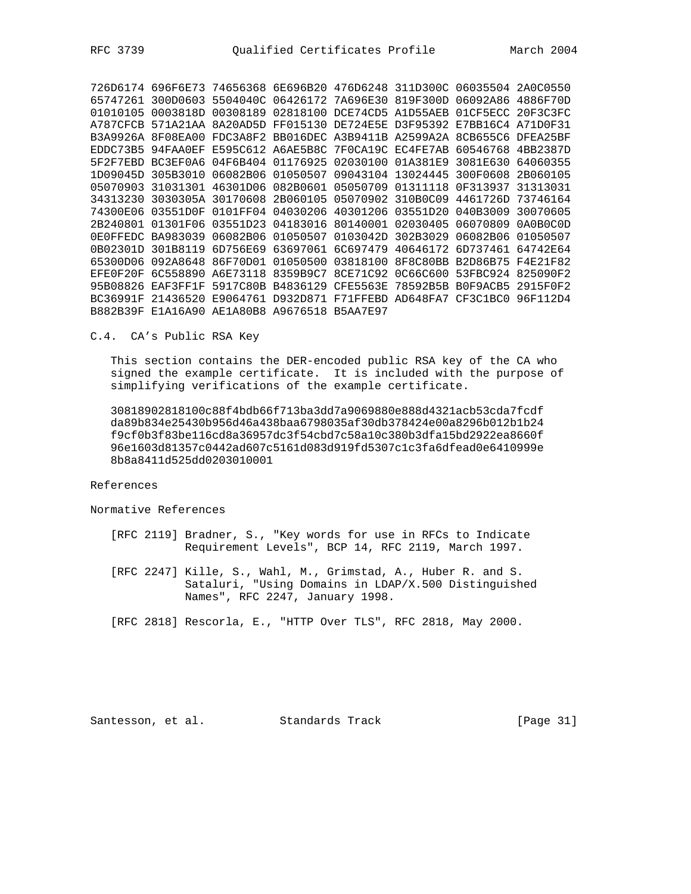```
726D6174 696F6E73 74656368 6E696B20 476D6248 311D300C 06035504 2A0C0550
65747261 300D0603 5504040C 06426172 7A696E30 819F300D 06092A86 4886F70D
01010105 0003818D 00308189 02818100 DCE74CD5 A1D55AEB 01CF5ECC 20F3C3FC
A787CFCB 571A21AA 8A20AD5D FF015130 DE724E5E D3F95392 E7BB16C4 A71D0F31
B3A9926A 8F08EA00 FDC3A8F2 BB016DEC A3B9411B A2599A2A 8CB655C6 DFEA25BF
EDDC73B5 94FAA0EF E595C612 A6AE5B8C 7F0CA19C EC4FE7AB 60546768 4BB2387D
5F2F7EBD BC3EF0A6 04F6B404 01176925 02030100 01A381E9 3081E630 64060355
1D09045D 305B3010 06082B06 01050507 09043104 13024445 300F0608 2B060105
05070903 31031301 46301D06 082B0601 05050709 01311118 0F313937 31313031
34313230 3030305A 30170608 2B060105 05070902 310B0C09 4461726D 73746164
74300E06 03551D0F 0101FF04 04030206 40301206 03551D20 040B3009 30070605
2B240801 01301F06 03551D23 04183016 80140001 02030405 06070809 0A0B0C0D
0E0FFEDC BA983039 06082B06 01050507 0103042D 302B3029 06082B06 01050507
0B02301D 301B8119 6D756E69 63697061 6C697479 40646172 6D737461 64742E64
65300D06 092A8648 86F70D01 01050500 03818100 8F8C80BB B2D86B75 F4E21F82
EFE0F20F 6C558890 A6E73118 8359B9C7 8CE71C92 0C66C600 53FBC924 825090F2
95B08826 EAF3FF1F 5917C80B B4836129 CFE5563E 78592B5B B0F9ACB5 2915F0F2
BC36991F 21436520 E9064761 D932D871 F71FFEBD AD648FA7 CF3C1BC0 96F112D4
B882B39F E1A16A90 AE1A80B8 A9676518 B5AA7E97
```

## C.4. CA's Public RSA Key

This section contains the DER-encoded public RSA key of the CA who signed the example certificate. It is included with the purpose of simplifying verifications of the example certificate.

```
30818902818100c88f4bdb66f713ba3dd7a9069880e888d4321acb53cda7fcdf
da89b834e25430b956d46a438baa6798035af30db378424e00a8296b012b1b24
f9cf0b3f83be116cd8a36957dc3f54cbd7c58a10c380b3dfa15bd2922ea8660f
96e1603d81357c0442ad607c5161d083d919fd5307c1c3fa6dfead0e6410999e
8b8a8411d525dd0203010001
```

# References

## Normative References

[RFC 2119] Bradner, S., "Key words for use in RFCs to Indicate Requirement Levels", BCP 14, RFC 2119, March 1997.

[RFC 2247] Kille, S., Wahl, M., Grimstad, A., Huber R. and S. Sataluri, "Using Domains in LDAP/X.500 Distinguished Names", RFC 2247, January 1998.

[RFC 2818] Rescorla, E., "HTTP Over TLS", RFC 2818, May 2000.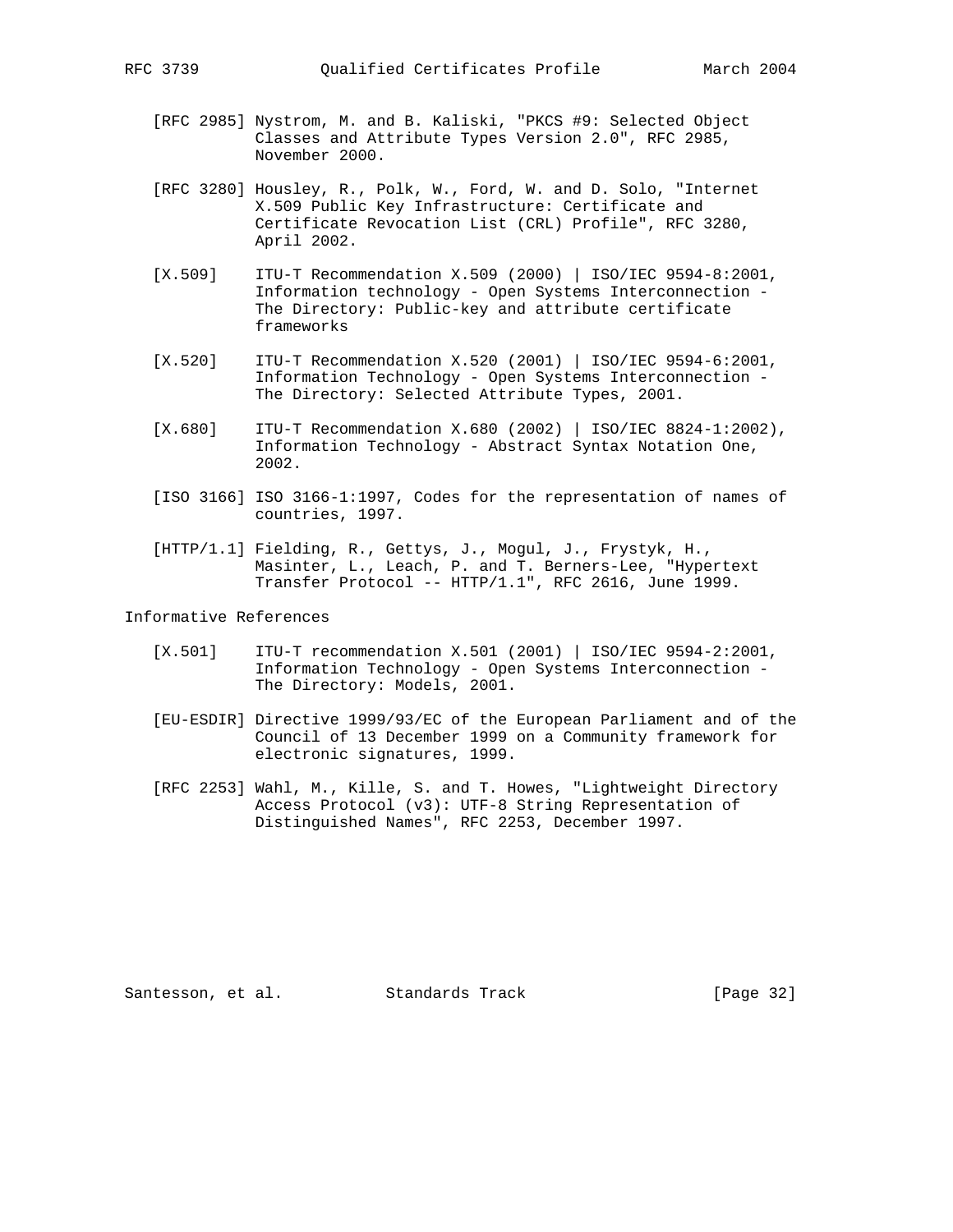[RFC 2985] Nystrom, M. and B. Kaliski, "PKCS #9: Selected Object Classes and Attribute Types Version 2.0", RFC 2985, November 2000.

[RFC 3280] Housley, R., Polk, W., Ford, W. and D. Solo, "Internet X.509 Public Key Infrastructure: Certificate and Certificate Revocation List (CRL) Profile", RFC 3280, April 2002.

[X.509] ITU-T Recommendation X.509 (2000) | ISO/IEC 9594-8:2001, Information technology - Open Systems Interconnection - The Directory: Public-key and attribute certificate frameworks

[X.520] ITU-T Recommendation X.520 (2001) | ISO/IEC 9594-6:2001, Information Technology - Open Systems Interconnection - The Directory: Selected Attribute Types, 2001.

[X.680] ITU-T Recommendation X.680 (2002) | ISO/IEC 8824-1:2002), Information Technology - Abstract Syntax Notation One, 2002.

[ISO 3166] ISO 3166-1:1997, Codes for the representation of names of countries, 1997.

[HTTP/1.1] Fielding, R., Gettys, J., Mogul, J., Frystyk, H., Masinter, L., Leach, P. and T. Berners-Lee, "Hypertext Transfer Protocol -- HTTP/1.1", RFC 2616, June 1999.

Informative References

[X.501] ITU-T recommendation X.501 (2001) | ISO/IEC 9594-2:2001, Information Technology - Open Systems Interconnection - The Directory: Models, 2001.

[EU-ESDIR] Directive 1999/93/EC of the European Parliament and of the Council of 13 December 1999 on a Community framework for electronic signatures, 1999.

[RFC 2253] Wahl, M., Kille, S. and T. Howes, "Lightweight Directory Access Protocol (v3): UTF-8 String Representation of Distinguished Names", RFC 2253, December 1997.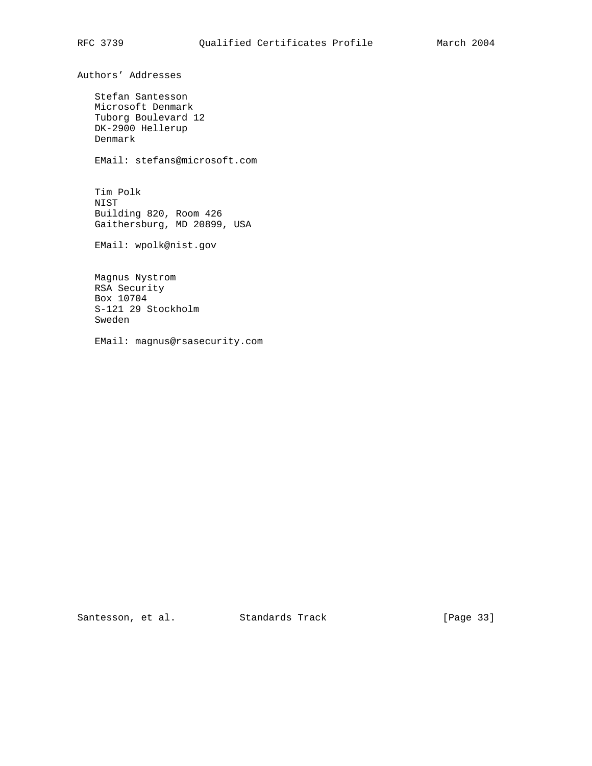## Authors' Addresses

Stefan Santesson
Microsoft Denmark
Tuborg Boulevard 12
DK-2900 Hellerup
Denmark

EMail: stefans@microsoft.com

Tim Polk
NIST
Building 820, Room 426
Gaithersburg, MD 20899, USA

EMail: wpolk@nist.gov

Magnus Nystrom
RSA Security
Box 10704
S-121 29 Stockholm
Sweden

EMail: magnus@rsasecurity.com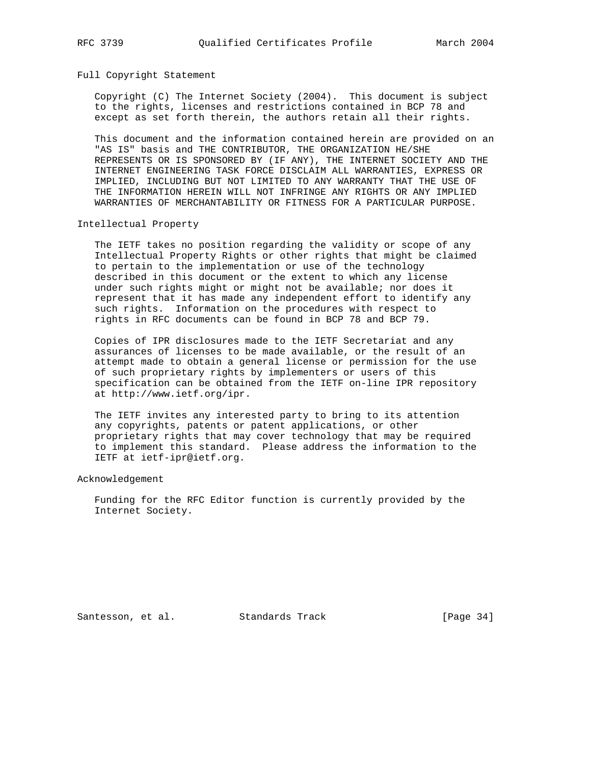## Full Copyright Statement

Copyright (C) The Internet Society (2004). This document is subject to the rights, licenses and restrictions contained in BCP 78 and except as set forth therein, the authors retain all their rights.

This document and the information contained herein are provided on an "AS IS" basis and THE CONTRIBUTOR, THE ORGANIZATION HE/SHE REPRESENTS OR IS SPONSORED BY (IF ANY), THE INTERNET SOCIETY AND THE INTERNET ENGINEERING TASK FORCE DISCLAIM ALL WARRANTIES, EXPRESS OR IMPLIED, INCLUDING BUT NOT LIMITED TO ANY WARRANTY THAT THE USE OF THE INFORMATION HEREIN WILL NOT INFRINGE ANY RIGHTS OR ANY IMPLIED WARRANTIES OF MERCHANTABILITY OR FITNESS FOR A PARTICULAR PURPOSE.

## Intellectual Property

The IETF takes no position regarding the validity or scope of any Intellectual Property Rights or other rights that might be claimed to pertain to the implementation or use of the technology described in this document or the extent to which any license under such rights might or might not be available; nor does it represent that it has made any independent effort to identify any such rights. Information on the procedures with respect to rights in RFC documents can be found in BCP 78 and BCP 79.

Copies of IPR disclosures made to the IETF Secretariat and any assurances of licenses to be made available, or the result of an attempt made to obtain a general license or permission for the use of such proprietary rights by implementers or users of this specification can be obtained from the IETF on-line IPR repository at http://www.ietf.org/ipr.

The IETF invites any interested party to bring to its attention any copyrights, patents or patent applications, or other proprietary rights that may cover technology that may be required to implement this standard. Please address the information to the IETF at ietf-ipr@ietf.org.

## Acknowledgement

Funding for the RFC Editor function is currently provided by the Internet Society.